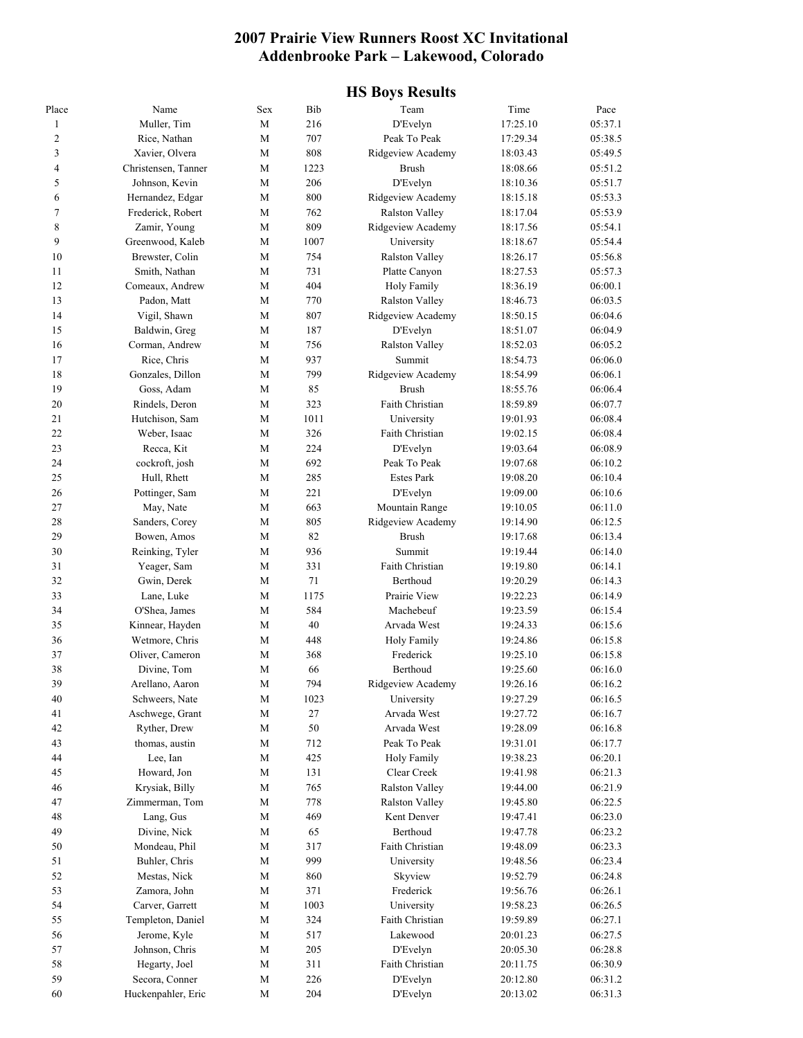# 2007 Prairie View Runners Roost XC Invitational
## Addenbrooke Park – Lakewood, Colorado

### HS Boys Results

| Place | Name | Sex | Bib | Team | Time | Pace |
|---|---|---|---|---|---|---|
| 1 | Muller, Tim | M | 216 | D'Evelyn | 17:25.10 | 05:37.1 |
| 2 | Rice, Nathan | M | 707 | Peak To Peak | 17:29.34 | 05:38.5 |
| 3 | Xavier, Olvera | M | 808 | Ridgeview Academy | 18:03.43 | 05:49.5 |
| 4 | Christensen, Tanner | M | 1223 | Brush | 18:08.66 | 05:51.2 |
| 5 | Johnson, Kevin | M | 206 | D'Evelyn | 18:10.36 | 05:51.7 |
| 6 | Hernandez, Edgar | M | 800 | Ridgeview Academy | 18:15.18 | 05:53.3 |
| 7 | Frederick, Robert | M | 762 | Ralston Valley | 18:17.04 | 05:53.9 |
| 8 | Zamir, Young | M | 809 | Ridgeview Academy | 18:17.56 | 05:54.1 |
| 9 | Greenwood, Kaleb | M | 1007 | University | 18:18.67 | 05:54.4 |
| 10 | Brewster, Colin | M | 754 | Ralston Valley | 18:26.17 | 05:56.8 |
| 11 | Smith, Nathan | M | 731 | Platte Canyon | 18:27.53 | 05:57.3 |
| 12 | Comeaux, Andrew | M | 404 | Holy Family | 18:36.19 | 06:00.1 |
| 13 | Padon, Matt | M | 770 | Ralston Valley | 18:46.73 | 06:03.5 |
| 14 | Vigil, Shawn | M | 807 | Ridgeview Academy | 18:50.15 | 06:04.6 |
| 15 | Baldwin, Greg | M | 187 | D'Evelyn | 18:51.07 | 06:04.9 |
| 16 | Corman, Andrew | M | 756 | Ralston Valley | 18:52.03 | 06:05.2 |
| 17 | Rice, Chris | M | 937 | Summit | 18:54.73 | 06:06.0 |
| 18 | Gonzales, Dillon | M | 799 | Ridgeview Academy | 18:54.99 | 06:06.1 |
| 19 | Goss, Adam | M | 85 | Brush | 18:55.76 | 06:06.4 |
| 20 | Rindels, Deron | M | 323 | Faith Christian | 18:59.89 | 06:07.7 |
| 21 | Hutchison, Sam | M | 1011 | University | 19:01.93 | 06:08.4 |
| 22 | Weber, Isaac | M | 326 | Faith Christian | 19:02.15 | 06:08.4 |
| 23 | Recca, Kit | M | 224 | D'Evelyn | 19:03.64 | 06:08.9 |
| 24 | cockroft, josh | M | 692 | Peak To Peak | 19:07.68 | 06:10.2 |
| 25 | Hull, Rhett | M | 285 | Estes Park | 19:08.20 | 06:10.4 |
| 26 | Pottinger, Sam | M | 221 | D'Evelyn | 19:09.00 | 06:10.6 |
| 27 | May, Nate | M | 663 | Mountain Range | 19:10.05 | 06:11.0 |
| 28 | Sanders, Corey | M | 805 | Ridgeview Academy | 19:14.90 | 06:12.5 |
| 29 | Bowen, Amos | M | 82 | Brush | 19:17.68 | 06:13.4 |
| 30 | Reinking, Tyler | M | 936 | Summit | 19:19.44 | 06:14.0 |
| 31 | Yeager, Sam | M | 331 | Faith Christian | 19:19.80 | 06:14.1 |
| 32 | Gwin, Derek | M | 71 | Berthoud | 19:20.29 | 06:14.3 |
| 33 | Lane, Luke | M | 1175 | Prairie View | 19:22.23 | 06:14.9 |
| 34 | O'Shea, James | M | 584 | Machebeuf | 19:23.59 | 06:15.4 |
| 35 | Kinnear, Hayden | M | 40 | Arvada West | 19:24.33 | 06:15.6 |
| 36 | Wetmore, Chris | M | 448 | Holy Family | 19:24.86 | 06:15.8 |
| 37 | Oliver, Cameron | M | 368 | Frederick | 19:25.10 | 06:15.8 |
| 38 | Divine, Tom | M | 66 | Berthoud | 19:25.60 | 06:16.0 |
| 39 | Arellano, Aaron | M | 794 | Ridgeview Academy | 19:26.16 | 06:16.2 |
| 40 | Schweers, Nate | M | 1023 | University | 19:27.29 | 06:16.5 |
| 41 | Aschwege, Grant | M | 27 | Arvada West | 19:27.72 | 06:16.7 |
| 42 | Ryther, Drew | M | 50 | Arvada West | 19:28.09 | 06:16.8 |
| 43 | thomas, austin | M | 712 | Peak To Peak | 19:31.01 | 06:17.7 |
| 44 | Lee, Ian | M | 425 | Holy Family | 19:38.23 | 06:20.1 |
| 45 | Howard, Jon | M | 131 | Clear Creek | 19:41.98 | 06:21.3 |
| 46 | Krysiak, Billy | M | 765 | Ralston Valley | 19:44.00 | 06:21.9 |
| 47 | Zimmerman, Tom | M | 778 | Ralston Valley | 19:45.80 | 06:22.5 |
| 48 | Lang, Gus | M | 469 | Kent Denver | 19:47.41 | 06:23.0 |
| 49 | Divine, Nick | M | 65 | Berthoud | 19:47.78 | 06:23.2 |
| 50 | Mondeau, Phil | M | 317 | Faith Christian | 19:48.09 | 06:23.3 |
| 51 | Buhler, Chris | M | 999 | University | 19:48.56 | 06:23.4 |
| 52 | Mestas, Nick | M | 860 | Skyview | 19:52.79 | 06:24.8 |
| 53 | Zamora, John | M | 371 | Frederick | 19:56.76 | 06:26.1 |
| 54 | Carver, Garrett | M | 1003 | University | 19:58.23 | 06:26.5 |
| 55 | Templeton, Daniel | M | 324 | Faith Christian | 19:59.89 | 06:27.1 |
| 56 | Jerome, Kyle | M | 517 | Lakewood | 20:01.23 | 06:27.5 |
| 57 | Johnson, Chris | M | 205 | D'Evelyn | 20:05.30 | 06:28.8 |
| 58 | Hegarty, Joel | M | 311 | Faith Christian | 20:11.75 | 06:30.9 |
| 59 | Secora, Conner | M | 226 | D'Evelyn | 20:12.80 | 06:31.2 |
| 60 | Huckenpahler, Eric | M | 204 | D'Evelyn | 20:13.02 | 06:31.3 |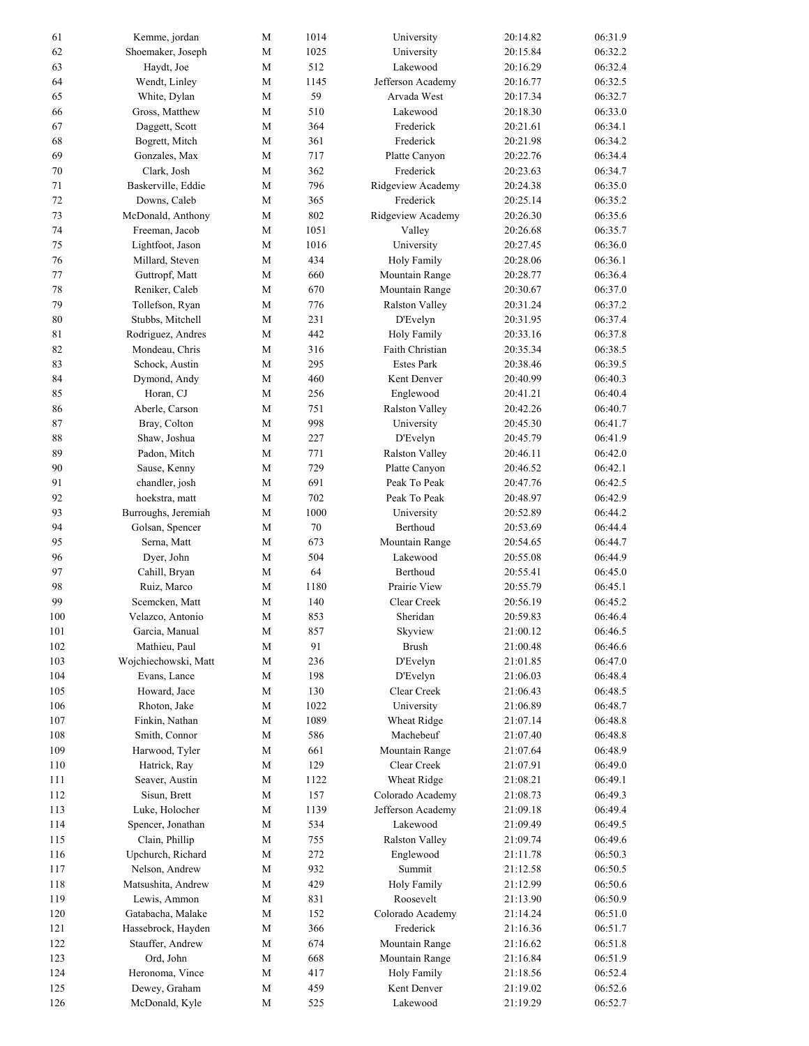| | | | | | | |
|---|---|---|---|---|---|---|
| 61 | Kemme, jordan | M | 1014 | University | 20:14.82 | 06:31.9 |
| 62 | Shoemaker, Joseph | M | 1025 | University | 20:15.84 | 06:32.2 |
| 63 | Haydt, Joe | M | 512 | Lakewood | 20:16.29 | 06:32.4 |
| 64 | Wendt, Linley | M | 1145 | Jefferson Academy | 20:16.77 | 06:32.5 |
| 65 | White, Dylan | M | 59 | Arvada West | 20:17.34 | 06:32.7 |
| 66 | Gross, Matthew | M | 510 | Lakewood | 20:18.30 | 06:33.0 |
| 67 | Daggett, Scott | M | 364 | Frederick | 20:21.61 | 06:34.1 |
| 68 | Bogrett, Mitch | M | 361 | Frederick | 20:21.98 | 06:34.2 |
| 69 | Gonzales, Max | M | 717 | Platte Canyon | 20:22.76 | 06:34.4 |
| 70 | Clark, Josh | M | 362 | Frederick | 20:23.63 | 06:34.7 |
| 71 | Baskerville, Eddie | M | 796 | Ridgeview Academy | 20:24.38 | 06:35.0 |
| 72 | Downs, Caleb | M | 365 | Frederick | 20:25.14 | 06:35.2 |
| 73 | McDonald, Anthony | M | 802 | Ridgeview Academy | 20:26.30 | 06:35.6 |
| 74 | Freeman, Jacob | M | 1051 | Valley | 20:26.68 | 06:35.7 |
| 75 | Lightfoot, Jason | M | 1016 | University | 20:27.45 | 06:36.0 |
| 76 | Millard, Steven | M | 434 | Holy Family | 20:28.06 | 06:36.1 |
| 77 | Guttropf, Matt | M | 660 | Mountain Range | 20:28.77 | 06:36.4 |
| 78 | Reniker, Caleb | M | 670 | Mountain Range | 20:30.67 | 06:37.0 |
| 79 | Tollefson, Ryan | M | 776 | Ralston Valley | 20:31.24 | 06:37.2 |
| 80 | Stubbs, Mitchell | M | 231 | D'Evelyn | 20:31.95 | 06:37.4 |
| 81 | Rodriguez, Andres | M | 442 | Holy Family | 20:33.16 | 06:37.8 |
| 82 | Mondeau, Chris | M | 316 | Faith Christian | 20:35.34 | 06:38.5 |
| 83 | Schock, Austin | M | 295 | Estes Park | 20:38.46 | 06:39.5 |
| 84 | Dymond, Andy | M | 460 | Kent Denver | 20:40.99 | 06:40.3 |
| 85 | Horan, CJ | M | 256 | Englewood | 20:41.21 | 06:40.4 |
| 86 | Aberle, Carson | M | 751 | Ralston Valley | 20:42.26 | 06:40.7 |
| 87 | Bray, Colton | M | 998 | University | 20:45.30 | 06:41.7 |
| 88 | Shaw, Joshua | M | 227 | D'Evelyn | 20:45.79 | 06:41.9 |
| 89 | Padon, Mitch | M | 771 | Ralston Valley | 20:46.11 | 06:42.0 |
| 90 | Sause, Kenny | M | 729 | Platte Canyon | 20:46.52 | 06:42.1 |
| 91 | chandler, josh | M | 691 | Peak To Peak | 20:47.76 | 06:42.5 |
| 92 | hoekstra, matt | M | 702 | Peak To Peak | 20:48.97 | 06:42.9 |
| 93 | Burroughs, Jeremiah | M | 1000 | University | 20:52.89 | 06:44.2 |
| 94 | Golsan, Spencer | M | 70 | Berthoud | 20:53.69 | 06:44.4 |
| 95 | Serna, Matt | M | 673 | Mountain Range | 20:54.65 | 06:44.7 |
| 96 | Dyer, John | M | 504 | Lakewood | 20:55.08 | 06:44.9 |
| 97 | Cahill, Bryan | M | 64 | Berthoud | 20:55.41 | 06:45.0 |
| 98 | Ruiz, Marco | M | 1180 | Prairie View | 20:55.79 | 06:45.1 |
| 99 | Scemcken, Matt | M | 140 | Clear Creek | 20:56.19 | 06:45.2 |
| 100 | Velazco, Antonio | M | 853 | Sheridan | 20:59.83 | 06:46.4 |
| 101 | Garcia, Manual | M | 857 | Skyview | 21:00.12 | 06:46.5 |
| 102 | Mathieu, Paul | M | 91 | Brush | 21:00.48 | 06:46.6 |
| 103 | Wojchiechowski, Matt | M | 236 | D'Evelyn | 21:01.85 | 06:47.0 |
| 104 | Evans, Lance | M | 198 | D'Evelyn | 21:06.03 | 06:48.4 |
| 105 | Howard, Jace | M | 130 | Clear Creek | 21:06.43 | 06:48.5 |
| 106 | Rhoton, Jake | M | 1022 | University | 21:06.89 | 06:48.7 |
| 107 | Finkin, Nathan | M | 1089 | Wheat Ridge | 21:07.14 | 06:48.8 |
| 108 | Smith, Connor | M | 586 | Machebeuf | 21:07.40 | 06:48.8 |
| 109 | Harwood, Tyler | M | 661 | Mountain Range | 21:07.64 | 06:48.9 |
| 110 | Hatrick, Ray | M | 129 | Clear Creek | 21:07.91 | 06:49.0 |
| 111 | Seaver, Austin | M | 1122 | Wheat Ridge | 21:08.21 | 06:49.1 |
| 112 | Sisun, Brett | M | 157 | Colorado Academy | 21:08.73 | 06:49.3 |
| 113 | Luke, Holocher | M | 1139 | Jefferson Academy | 21:09.18 | 06:49.4 |
| 114 | Spencer, Jonathan | M | 534 | Lakewood | 21:09.49 | 06:49.5 |
| 115 | Clain, Phillip | M | 755 | Ralston Valley | 21:09.74 | 06:49.6 |
| 116 | Upchurch, Richard | M | 272 | Englewood | 21:11.78 | 06:50.3 |
| 117 | Nelson, Andrew | M | 932 | Summit | 21:12.58 | 06:50.5 |
| 118 | Matsushita, Andrew | M | 429 | Holy Family | 21:12.99 | 06:50.6 |
| 119 | Lewis, Ammon | M | 831 | Roosevelt | 21:13.90 | 06:50.9 |
| 120 | Gatabacha, Malake | M | 152 | Colorado Academy | 21:14.24 | 06:51.0 |
| 121 | Hassebrock, Hayden | M | 366 | Frederick | 21:16.36 | 06:51.7 |
| 122 | Stauffer, Andrew | M | 674 | Mountain Range | 21:16.62 | 06:51.8 |
| 123 | Ord, John | M | 668 | Mountain Range | 21:16.84 | 06:51.9 |
| 124 | Heronoma, Vince | M | 417 | Holy Family | 21:18.56 | 06:52.4 |
| 125 | Dewey, Graham | M | 459 | Kent Denver | 21:19.02 | 06:52.6 |
| 126 | McDonald, Kyle | M | 525 | Lakewood | 21:19.29 | 06:52.7 |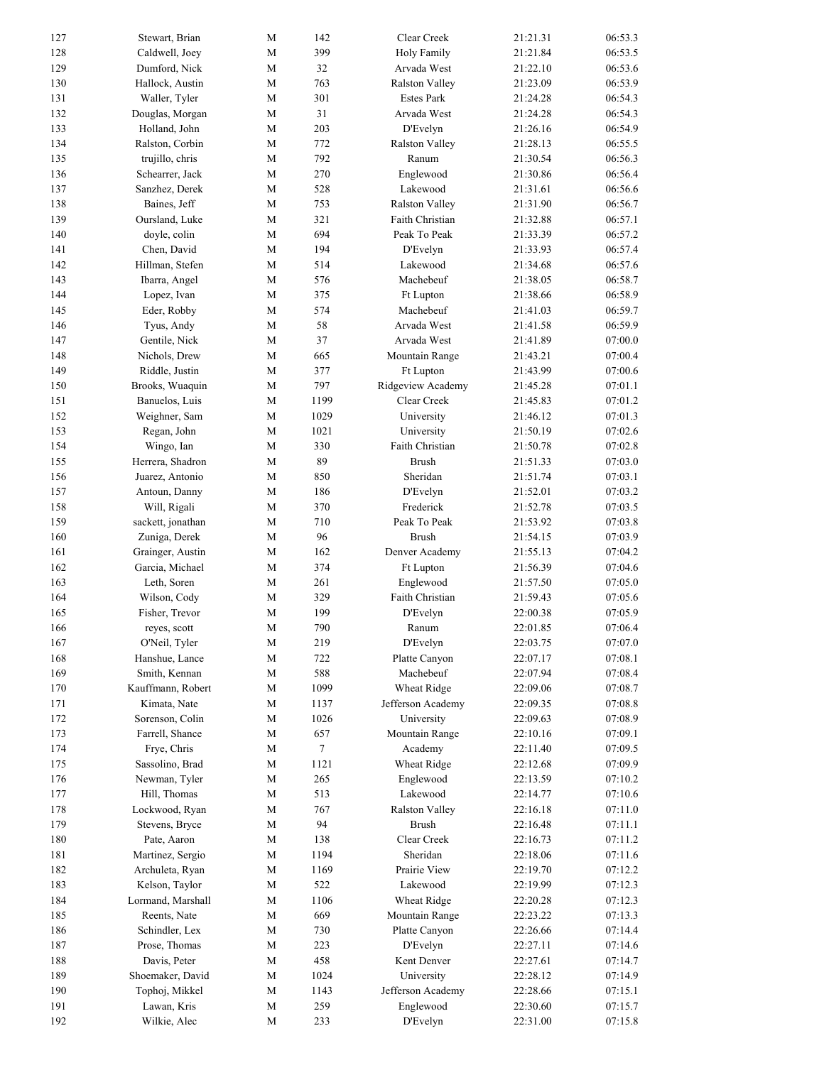| | | | | | | |
|---|---|---|---|---|---|---|
| 127 | Stewart, Brian | M | 142 | Clear Creek | 21:21.31 | 06:53.3 |
| 128 | Caldwell, Joey | M | 399 | Holy Family | 21:21.84 | 06:53.5 |
| 129 | Dumford, Nick | M | 32 | Arvada West | 21:22.10 | 06:53.6 |
| 130 | Hallock, Austin | M | 763 | Ralston Valley | 21:23.09 | 06:53.9 |
| 131 | Waller, Tyler | M | 301 | Estes Park | 21:24.28 | 06:54.3 |
| 132 | Douglas, Morgan | M | 31 | Arvada West | 21:24.28 | 06:54.3 |
| 133 | Holland, John | M | 203 | D'Evelyn | 21:26.16 | 06:54.9 |
| 134 | Ralston, Corbin | M | 772 | Ralston Valley | 21:28.13 | 06:55.5 |
| 135 | trujillo, chris | M | 792 | Ranum | 21:30.54 | 06:56.3 |
| 136 | Schearrer, Jack | M | 270 | Englewood | 21:30.86 | 06:56.4 |
| 137 | Sanzhez, Derek | M | 528 | Lakewood | 21:31.61 | 06:56.6 |
| 138 | Baines, Jeff | M | 753 | Ralston Valley | 21:31.90 | 06:56.7 |
| 139 | Oursland, Luke | M | 321 | Faith Christian | 21:32.88 | 06:57.1 |
| 140 | doyle, colin | M | 694 | Peak To Peak | 21:33.39 | 06:57.2 |
| 141 | Chen, David | M | 194 | D'Evelyn | 21:33.93 | 06:57.4 |
| 142 | Hillman, Stefen | M | 514 | Lakewood | 21:34.68 | 06:57.6 |
| 143 | Ibarra, Angel | M | 576 | Machebeuf | 21:38.05 | 06:58.7 |
| 144 | Lopez, Ivan | M | 375 | Ft Lupton | 21:38.66 | 06:58.9 |
| 145 | Eder, Robby | M | 574 | Machebeuf | 21:41.03 | 06:59.7 |
| 146 | Tyus, Andy | M | 58 | Arvada West | 21:41.58 | 06:59.9 |
| 147 | Gentile, Nick | M | 37 | Arvada West | 21:41.89 | 07:00.0 |
| 148 | Nichols, Drew | M | 665 | Mountain Range | 21:43.21 | 07:00.4 |
| 149 | Riddle, Justin | M | 377 | Ft Lupton | 21:43.99 | 07:00.6 |
| 150 | Brooks, Wuaquin | M | 797 | Ridgeview Academy | 21:45.28 | 07:01.1 |
| 151 | Banuelos, Luis | M | 1199 | Clear Creek | 21:45.83 | 07:01.2 |
| 152 | Weighner, Sam | M | 1029 | University | 21:46.12 | 07:01.3 |
| 153 | Regan, John | M | 1021 | University | 21:50.19 | 07:02.6 |
| 154 | Wingo, Ian | M | 330 | Faith Christian | 21:50.78 | 07:02.8 |
| 155 | Herrera, Shadron | M | 89 | Brush | 21:51.33 | 07:03.0 |
| 156 | Juarez, Antonio | M | 850 | Sheridan | 21:51.74 | 07:03.1 |
| 157 | Antoun, Danny | M | 186 | D'Evelyn | 21:52.01 | 07:03.2 |
| 158 | Will, Rigali | M | 370 | Frederick | 21:52.78 | 07:03.5 |
| 159 | sackett, jonathan | M | 710 | Peak To Peak | 21:53.92 | 07:03.8 |
| 160 | Zuniga, Derek | M | 96 | Brush | 21:54.15 | 07:03.9 |
| 161 | Grainger, Austin | M | 162 | Denver Academy | 21:55.13 | 07:04.2 |
| 162 | Garcia, Michael | M | 374 | Ft Lupton | 21:56.39 | 07:04.6 |
| 163 | Leth, Soren | M | 261 | Englewood | 21:57.50 | 07:05.0 |
| 164 | Wilson, Cody | M | 329 | Faith Christian | 21:59.43 | 07:05.6 |
| 165 | Fisher, Trevor | M | 199 | D'Evelyn | 22:00.38 | 07:05.9 |
| 166 | reyes, scott | M | 790 | Ranum | 22:01.85 | 07:06.4 |
| 167 | O'Neil, Tyler | M | 219 | D'Evelyn | 22:03.75 | 07:07.0 |
| 168 | Hanshue, Lance | M | 722 | Platte Canyon | 22:07.17 | 07:08.1 |
| 169 | Smith, Kennan | M | 588 | Machebeuf | 22:07.94 | 07:08.4 |
| 170 | Kauffmann, Robert | M | 1099 | Wheat Ridge | 22:09.06 | 07:08.7 |
| 171 | Kimata, Nate | M | 1137 | Jefferson Academy | 22:09.35 | 07:08.8 |
| 172 | Sorenson, Colin | M | 1026 | University | 22:09.63 | 07:08.9 |
| 173 | Farrell, Shance | M | 657 | Mountain Range | 22:10.16 | 07:09.1 |
| 174 | Frye, Chris | M | 7 | Academy | 22:11.40 | 07:09.5 |
| 175 | Sassolino, Brad | M | 1121 | Wheat Ridge | 22:12.68 | 07:09.9 |
| 176 | Newman, Tyler | M | 265 | Englewood | 22:13.59 | 07:10.2 |
| 177 | Hill, Thomas | M | 513 | Lakewood | 22:14.77 | 07:10.6 |
| 178 | Lockwood, Ryan | M | 767 | Ralston Valley | 22:16.18 | 07:11.0 |
| 179 | Stevens, Bryce | M | 94 | Brush | 22:16.48 | 07:11.1 |
| 180 | Pate, Aaron | M | 138 | Clear Creek | 22:16.73 | 07:11.2 |
| 181 | Martinez, Sergio | M | 1194 | Sheridan | 22:18.06 | 07:11.6 |
| 182 | Archuleta, Ryan | M | 1169 | Prairie View | 22:19.70 | 07:12.2 |
| 183 | Kelson, Taylor | M | 522 | Lakewood | 22:19.99 | 07:12.3 |
| 184 | Lormand, Marshall | M | 1106 | Wheat Ridge | 22:20.28 | 07:12.3 |
| 185 | Reents, Nate | M | 669 | Mountain Range | 22:23.22 | 07:13.3 |
| 186 | Schindler, Lex | M | 730 | Platte Canyon | 22:26.66 | 07:14.4 |
| 187 | Prose, Thomas | M | 223 | D'Evelyn | 22:27.11 | 07:14.6 |
| 188 | Davis, Peter | M | 458 | Kent Denver | 22:27.61 | 07:14.7 |
| 189 | Shoemaker, David | M | 1024 | University | 22:28.12 | 07:14.9 |
| 190 | Tophoj, Mikkel | M | 1143 | Jefferson Academy | 22:28.66 | 07:15.1 |
| 191 | Lawan, Kris | M | 259 | Englewood | 22:30.60 | 07:15.7 |
| 192 | Wilkie, Alec | M | 233 | D'Evelyn | 22:31.00 | 07:15.8 |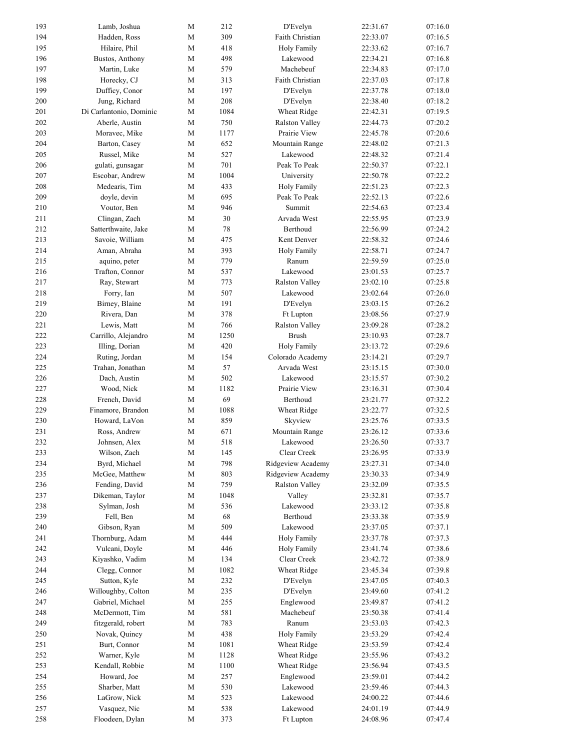| | | | | | | |
|---|---|---|---|---|---|---|
| 193 | Lamb, Joshua | M | 212 | D'Evelyn | 22:31.67 | 07:16.0 |
| 194 | Hadden, Ross | M | 309 | Faith Christian | 22:33.07 | 07:16.5 |
| 195 | Hilaire, Phil | M | 418 | Holy Family | 22:33.62 | 07:16.7 |
| 196 | Bustos, Anthony | M | 498 | Lakewood | 22:34.21 | 07:16.8 |
| 197 | Martin, Luke | M | 579 | Machebeuf | 22:34.83 | 07:17.0 |
| 198 | Horecky, CJ | M | 313 | Faith Christian | 22:37.03 | 07:17.8 |
| 199 | Dufficy, Conor | M | 197 | D'Evelyn | 22:37.78 | 07:18.0 |
| 200 | Jung, Richard | M | 208 | D'Evelyn | 22:38.40 | 07:18.2 |
| 201 | Di Carlantonio, Dominic | M | 1084 | Wheat Ridge | 22:42.31 | 07:19.5 |
| 202 | Aberle, Austin | M | 750 | Ralston Valley | 22:44.73 | 07:20.2 |
| 203 | Moravec, Mike | M | 1177 | Prairie View | 22:45.78 | 07:20.6 |
| 204 | Barton, Casey | M | 652 | Mountain Range | 22:48.02 | 07:21.3 |
| 205 | Russel, Mike | M | 527 | Lakewood | 22:48.32 | 07:21.4 |
| 206 | gulati, gunsagar | M | 701 | Peak To Peak | 22:50.37 | 07:22.1 |
| 207 | Escobar, Andrew | M | 1004 | University | 22:50.78 | 07:22.2 |
| 208 | Medearis, Tim | M | 433 | Holy Family | 22:51.23 | 07:22.3 |
| 209 | doyle, devin | M | 695 | Peak To Peak | 22:52.13 | 07:22.6 |
| 210 | Voutor, Ben | M | 946 | Summit | 22:54.63 | 07:23.4 |
| 211 | Clingan, Zach | M | 30 | Arvada West | 22:55.95 | 07:23.9 |
| 212 | Satterthwaite, Jake | M | 78 | Berthoud | 22:56.99 | 07:24.2 |
| 213 | Savoie, William | M | 475 | Kent Denver | 22:58.32 | 07:24.6 |
| 214 | Aman, Abraha | M | 393 | Holy Family | 22:58.71 | 07:24.7 |
| 215 | aquino, peter | M | 779 | Ranum | 22:59.59 | 07:25.0 |
| 216 | Trafton, Connor | M | 537 | Lakewood | 23:01.53 | 07:25.7 |
| 217 | Ray, Stewart | M | 773 | Ralston Valley | 23:02.10 | 07:25.8 |
| 218 | Forry, Ian | M | 507 | Lakewood | 23:02.64 | 07:26.0 |
| 219 | Birney, Blaine | M | 191 | D'Evelyn | 23:03.15 | 07:26.2 |
| 220 | Rivera, Dan | M | 378 | Ft Lupton | 23:08.56 | 07:27.9 |
| 221 | Lewis, Matt | M | 766 | Ralston Valley | 23:09.28 | 07:28.2 |
| 222 | Carrillo, Alejandro | M | 1250 | Brush | 23:10.93 | 07:28.7 |
| 223 | Illing, Dorian | M | 420 | Holy Family | 23:13.72 | 07:29.6 |
| 224 | Ruting, Jordan | M | 154 | Colorado Academy | 23:14.21 | 07:29.7 |
| 225 | Trahan, Jonathan | M | 57 | Arvada West | 23:15.15 | 07:30.0 |
| 226 | Dach, Austin | M | 502 | Lakewood | 23:15.57 | 07:30.2 |
| 227 | Wood, Nick | M | 1182 | Prairie View | 23:16.31 | 07:30.4 |
| 228 | French, David | M | 69 | Berthoud | 23:21.77 | 07:32.2 |
| 229 | Finamore, Brandon | M | 1088 | Wheat Ridge | 23:22.77 | 07:32.5 |
| 230 | Howard, LaVon | M | 859 | Skyview | 23:25.76 | 07:33.5 |
| 231 | Ross, Andrew | M | 671 | Mountain Range | 23:26.12 | 07:33.6 |
| 232 | Johnsen, Alex | M | 518 | Lakewood | 23:26.50 | 07:33.7 |
| 233 | Wilson, Zach | M | 145 | Clear Creek | 23:26.95 | 07:33.9 |
| 234 | Byrd, Michael | M | 798 | Ridgeview Academy | 23:27.31 | 07:34.0 |
| 235 | McGee, Matthew | M | 803 | Ridgeview Academy | 23:30.33 | 07:34.9 |
| 236 | Fending, David | M | 759 | Ralston Valley | 23:32.09 | 07:35.5 |
| 237 | Dikeman, Taylor | M | 1048 | Valley | 23:32.81 | 07:35.7 |
| 238 | Sylman, Josh | M | 536 | Lakewood | 23:33.12 | 07:35.8 |
| 239 | Fell, Ben | M | 68 | Berthoud | 23:33.38 | 07:35.9 |
| 240 | Gibson, Ryan | M | 509 | Lakewood | 23:37.05 | 07:37.1 |
| 241 | Thornburg, Adam | M | 444 | Holy Family | 23:37.78 | 07:37.3 |
| 242 | Vulcani, Doyle | M | 446 | Holy Family | 23:41.74 | 07:38.6 |
| 243 | Kiyashko, Vadim | M | 134 | Clear Creek | 23:42.72 | 07:38.9 |
| 244 | Clegg, Connor | M | 1082 | Wheat Ridge | 23:45.34 | 07:39.8 |
| 245 | Sutton, Kyle | M | 232 | D'Evelyn | 23:47.05 | 07:40.3 |
| 246 | Willoughby, Colton | M | 235 | D'Evelyn | 23:49.60 | 07:41.2 |
| 247 | Gabriel, Michael | M | 255 | Englewood | 23:49.87 | 07:41.2 |
| 248 | McDermott, Tim | M | 581 | Machebeuf | 23:50.38 | 07:41.4 |
| 249 | fitzgerald, robert | M | 783 | Ranum | 23:53.03 | 07:42.3 |
| 250 | Novak, Quincy | M | 438 | Holy Family | 23:53.29 | 07:42.4 |
| 251 | Burt, Connor | M | 1081 | Wheat Ridge | 23:53.59 | 07:42.4 |
| 252 | Warner, Kyle | M | 1128 | Wheat Ridge | 23:55.96 | 07:43.2 |
| 253 | Kendall, Robbie | M | 1100 | Wheat Ridge | 23:56.94 | 07:43.5 |
| 254 | Howard, Joe | M | 257 | Englewood | 23:59.01 | 07:44.2 |
| 255 | Sharber, Matt | M | 530 | Lakewood | 23:59.46 | 07:44.3 |
| 256 | LaGrow, Nick | M | 523 | Lakewood | 24:00.22 | 07:44.6 |
| 257 | Vasquez, Nic | M | 538 | Lakewood | 24:01.19 | 07:44.9 |
| 258 | Floodeen, Dylan | M | 373 | Ft Lupton | 24:08.96 | 07:47.4 |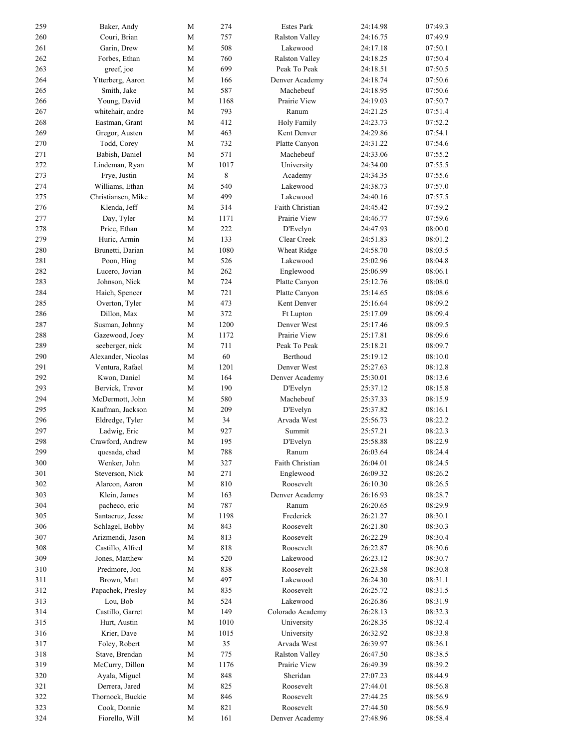| | | | | | | |
|---|---|---|---|---|---|---|
| 259 | Baker, Andy | M | 274 | Estes Park | 24:14.98 | 07:49.3 |
| 260 | Couri, Brian | M | 757 | Ralston Valley | 24:16.75 | 07:49.9 |
| 261 | Garin, Drew | M | 508 | Lakewood | 24:17.18 | 07:50.1 |
| 262 | Forbes, Ethan | M | 760 | Ralston Valley | 24:18.25 | 07:50.4 |
| 263 | greef, joe | M | 699 | Peak To Peak | 24:18.51 | 07:50.5 |
| 264 | Ytterberg, Aaron | M | 166 | Denver Academy | 24:18.74 | 07:50.6 |
| 265 | Smith, Jake | M | 587 | Machebeuf | 24:18.95 | 07:50.6 |
| 266 | Young, David | M | 1168 | Prairie View | 24:19.03 | 07:50.7 |
| 267 | whitehair, andre | M | 793 | Ranum | 24:21.25 | 07:51.4 |
| 268 | Eastman, Grant | M | 412 | Holy Family | 24:23.73 | 07:52.2 |
| 269 | Gregor, Austen | M | 463 | Kent Denver | 24:29.86 | 07:54.1 |
| 270 | Todd, Corey | M | 732 | Platte Canyon | 24:31.22 | 07:54.6 |
| 271 | Babish, Daniel | M | 571 | Machebeuf | 24:33.06 | 07:55.2 |
| 272 | Lindeman, Ryan | M | 1017 | University | 24:34.00 | 07:55.5 |
| 273 | Frye, Justin | M | 8 | Academy | 24:34.35 | 07:55.6 |
| 274 | Williams, Ethan | M | 540 | Lakewood | 24:38.73 | 07:57.0 |
| 275 | Christiansen, Mike | M | 499 | Lakewood | 24:40.16 | 07:57.5 |
| 276 | Klenda, Jeff | M | 314 | Faith Christian | 24:45.42 | 07:59.2 |
| 277 | Day, Tyler | M | 1171 | Prairie View | 24:46.77 | 07:59.6 |
| 278 | Price, Ethan | M | 222 | D'Evelyn | 24:47.93 | 08:00.0 |
| 279 | Huric, Armin | M | 133 | Clear Creek | 24:51.83 | 08:01.2 |
| 280 | Brunetti, Darian | M | 1080 | Wheat Ridge | 24:58.70 | 08:03.5 |
| 281 | Poon, Hing | M | 526 | Lakewood | 25:02.96 | 08:04.8 |
| 282 | Lucero, Jovian | M | 262 | Englewood | 25:06.99 | 08:06.1 |
| 283 | Johnson, Nick | M | 724 | Platte Canyon | 25:12.76 | 08:08.0 |
| 284 | Haich, Spencer | M | 721 | Platte Canyon | 25:14.65 | 08:08.6 |
| 285 | Overton, Tyler | M | 473 | Kent Denver | 25:16.64 | 08:09.2 |
| 286 | Dillon, Max | M | 372 | Ft Lupton | 25:17.09 | 08:09.4 |
| 287 | Susman, Johnny | M | 1200 | Denver West | 25:17.46 | 08:09.5 |
| 288 | Gazewood, Joey | M | 1172 | Prairie View | 25:17.81 | 08:09.6 |
| 289 | seeberger, nick | M | 711 | Peak To Peak | 25:18.21 | 08:09.7 |
| 290 | Alexander, Nicolas | M | 60 | Berthoud | 25:19.12 | 08:10.0 |
| 291 | Ventura, Rafael | M | 1201 | Denver West | 25:27.63 | 08:12.8 |
| 292 | Kwon, Daniel | M | 164 | Denver Academy | 25:30.01 | 08:13.6 |
| 293 | Bervick, Trevor | M | 190 | D'Evelyn | 25:37.12 | 08:15.8 |
| 294 | McDermott, John | M | 580 | Machebeuf | 25:37.33 | 08:15.9 |
| 295 | Kaufman, Jackson | M | 209 | D'Evelyn | 25:37.82 | 08:16.1 |
| 296 | Eldredge, Tyler | M | 34 | Arvada West | 25:56.73 | 08:22.2 |
| 297 | Ladwig, Eric | M | 927 | Summit | 25:57.21 | 08:22.3 |
| 298 | Crawford, Andrew | M | 195 | D'Evelyn | 25:58.88 | 08:22.9 |
| 299 | quesada, chad | M | 788 | Ranum | 26:03.64 | 08:24.4 |
| 300 | Wenker, John | M | 327 | Faith Christian | 26:04.01 | 08:24.5 |
| 301 | Steverson, Nick | M | 271 | Englewood | 26:09.32 | 08:26.2 |
| 302 | Alarcon, Aaron | M | 810 | Roosevelt | 26:10.30 | 08:26.5 |
| 303 | Klein, James | M | 163 | Denver Academy | 26:16.93 | 08:28.7 |
| 304 | pacheco, eric | M | 787 | Ranum | 26:20.65 | 08:29.9 |
| 305 | Santacruz, Jesse | M | 1198 | Frederick | 26:21.27 | 08:30.1 |
| 306 | Schlagel, Bobby | M | 843 | Roosevelt | 26:21.80 | 08:30.3 |
| 307 | Arizmendi, Jason | M | 813 | Roosevelt | 26:22.29 | 08:30.4 |
| 308 | Castillo, Alfred | M | 818 | Roosevelt | 26:22.87 | 08:30.6 |
| 309 | Jones, Matthew | M | 520 | Lakewood | 26:23.12 | 08:30.7 |
| 310 | Predmore, Jon | M | 838 | Roosevelt | 26:23.58 | 08:30.8 |
| 311 | Brown, Matt | M | 497 | Lakewood | 26:24.30 | 08:31.1 |
| 312 | Papachek, Presley | M | 835 | Roosevelt | 26:25.72 | 08:31.5 |
| 313 | Lou, Bob | M | 524 | Lakewood | 26:26.86 | 08:31.9 |
| 314 | Castillo, Garret | M | 149 | Colorado Academy | 26:28.13 | 08:32.3 |
| 315 | Hurt, Austin | M | 1010 | University | 26:28.35 | 08:32.4 |
| 316 | Krier, Dave | M | 1015 | University | 26:32.92 | 08:33.8 |
| 317 | Foley, Robert | M | 35 | Arvada West | 26:39.97 | 08:36.1 |
| 318 | Stave, Brendan | M | 775 | Ralston Valley | 26:47.50 | 08:38.5 |
| 319 | McCurry, Dillon | M | 1176 | Prairie View | 26:49.39 | 08:39.2 |
| 320 | Ayala, Miguel | M | 848 | Sheridan | 27:07.23 | 08:44.9 |
| 321 | Derrera, Jared | M | 825 | Roosevelt | 27:44.01 | 08:56.8 |
| 322 | Thornock, Buckie | M | 846 | Roosevelt | 27:44.25 | 08:56.9 |
| 323 | Cook, Donnie | M | 821 | Roosevelt | 27:44.50 | 08:56.9 |
| 324 | Fiorello, Will | M | 161 | Denver Academy | 27:48.96 | 08:58.4 |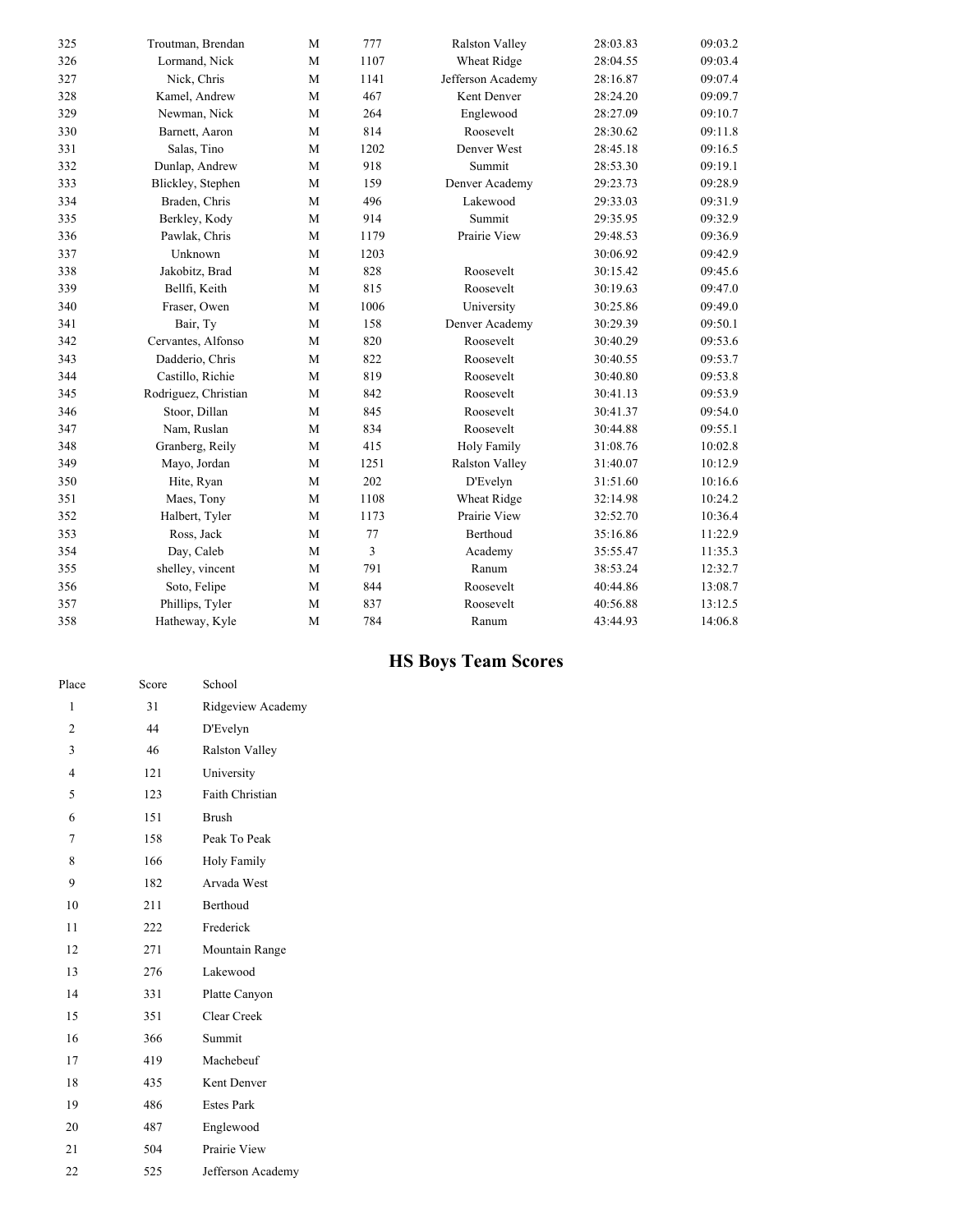| | | | | | | |
|---|---|---|---|---|---|---|
| 325 | Troutman, Brendan | M | 777 | Ralston Valley | 28:03.83 | 09:03.2 |
| 326 | Lormand, Nick | M | 1107 | Wheat Ridge | 28:04.55 | 09:03.4 |
| 327 | Nick, Chris | M | 1141 | Jefferson Academy | 28:16.87 | 09:07.4 |
| 328 | Kamel, Andrew | M | 467 | Kent Denver | 28:24.20 | 09:09.7 |
| 329 | Newman, Nick | M | 264 | Englewood | 28:27.09 | 09:10.7 |
| 330 | Barnett, Aaron | M | 814 | Roosevelt | 28:30.62 | 09:11.8 |
| 331 | Salas, Tino | M | 1202 | Denver West | 28:45.18 | 09:16.5 |
| 332 | Dunlap, Andrew | M | 918 | Summit | 28:53.30 | 09:19.1 |
| 333 | Blickley, Stephen | M | 159 | Denver Academy | 29:23.73 | 09:28.9 |
| 334 | Braden, Chris | M | 496 | Lakewood | 29:33.03 | 09:31.9 |
| 335 | Berkley, Kody | M | 914 | Summit | 29:35.95 | 09:32.9 |
| 336 | Pawlak, Chris | M | 1179 | Prairie View | 29:48.53 | 09:36.9 |
| 337 | Unknown | M | 1203 | | 30:06.92 | 09:42.9 |
| 338 | Jakobitz, Brad | M | 828 | Roosevelt | 30:15.42 | 09:45.6 |
| 339 | Bellfi, Keith | M | 815 | Roosevelt | 30:19.63 | 09:47.0 |
| 340 | Fraser, Owen | M | 1006 | University | 30:25.86 | 09:49.0 |
| 341 | Bair, Ty | M | 158 | Denver Academy | 30:29.39 | 09:50.1 |
| 342 | Cervantes, Alfonso | M | 820 | Roosevelt | 30:40.29 | 09:53.6 |
| 343 | Dadderio, Chris | M | 822 | Roosevelt | 30:40.55 | 09:53.7 |
| 344 | Castillo, Richie | M | 819 | Roosevelt | 30:40.80 | 09:53.8 |
| 345 | Rodriguez, Christian | M | 842 | Roosevelt | 30:41.13 | 09:53.9 |
| 346 | Stoor, Dillan | M | 845 | Roosevelt | 30:41.37 | 09:54.0 |
| 347 | Nam, Ruslan | M | 834 | Roosevelt | 30:44.88 | 09:55.1 |
| 348 | Granberg, Reily | M | 415 | Holy Family | 31:08.76 | 10:02.8 |
| 349 | Mayo, Jordan | M | 1251 | Ralston Valley | 31:40.07 | 10:12.9 |
| 350 | Hite, Ryan | M | 202 | D'Evelyn | 31:51.60 | 10:16.6 |
| 351 | Maes, Tony | M | 1108 | Wheat Ridge | 32:14.98 | 10:24.2 |
| 352 | Halbert, Tyler | M | 1173 | Prairie View | 32:52.70 | 10:36.4 |
| 353 | Ross, Jack | M | 77 | Berthoud | 35:16.86 | 11:22.9 |
| 354 | Day, Caleb | M | 3 | Academy | 35:55.47 | 11:35.3 |
| 355 | shelley, vincent | M | 791 | Ranum | 38:53.24 | 12:32.7 |
| 356 | Soto, Felipe | M | 844 | Roosevelt | 40:44.86 | 13:08.7 |
| 357 | Phillips, Tyler | M | 837 | Roosevelt | 40:56.88 | 13:12.5 |
| 358 | Hatheway, Kyle | M | 784 | Ranum | 43:44.93 | 14:06.8 |

## HS Boys Team Scores

| Place | Score | School |
|---|---|---|
| 1 | 31 | Ridgeview Academy |
| 2 | 44 | D'Evelyn |
| 3 | 46 | Ralston Valley |
| 4 | 121 | University |
| 5 | 123 | Faith Christian |
| 6 | 151 | Brush |
| 7 | 158 | Peak To Peak |
| 8 | 166 | Holy Family |
| 9 | 182 | Arvada West |
| 10 | 211 | Berthoud |
| 11 | 222 | Frederick |
| 12 | 271 | Mountain Range |
| 13 | 276 | Lakewood |
| 14 | 331 | Platte Canyon |
| 15 | 351 | Clear Creek |
| 16 | 366 | Summit |
| 17 | 419 | Machebeuf |
| 18 | 435 | Kent Denver |
| 19 | 486 | Estes Park |
| 20 | 487 | Englewood |
| 21 | 504 | Prairie View |
| 22 | 525 | Jefferson Academy |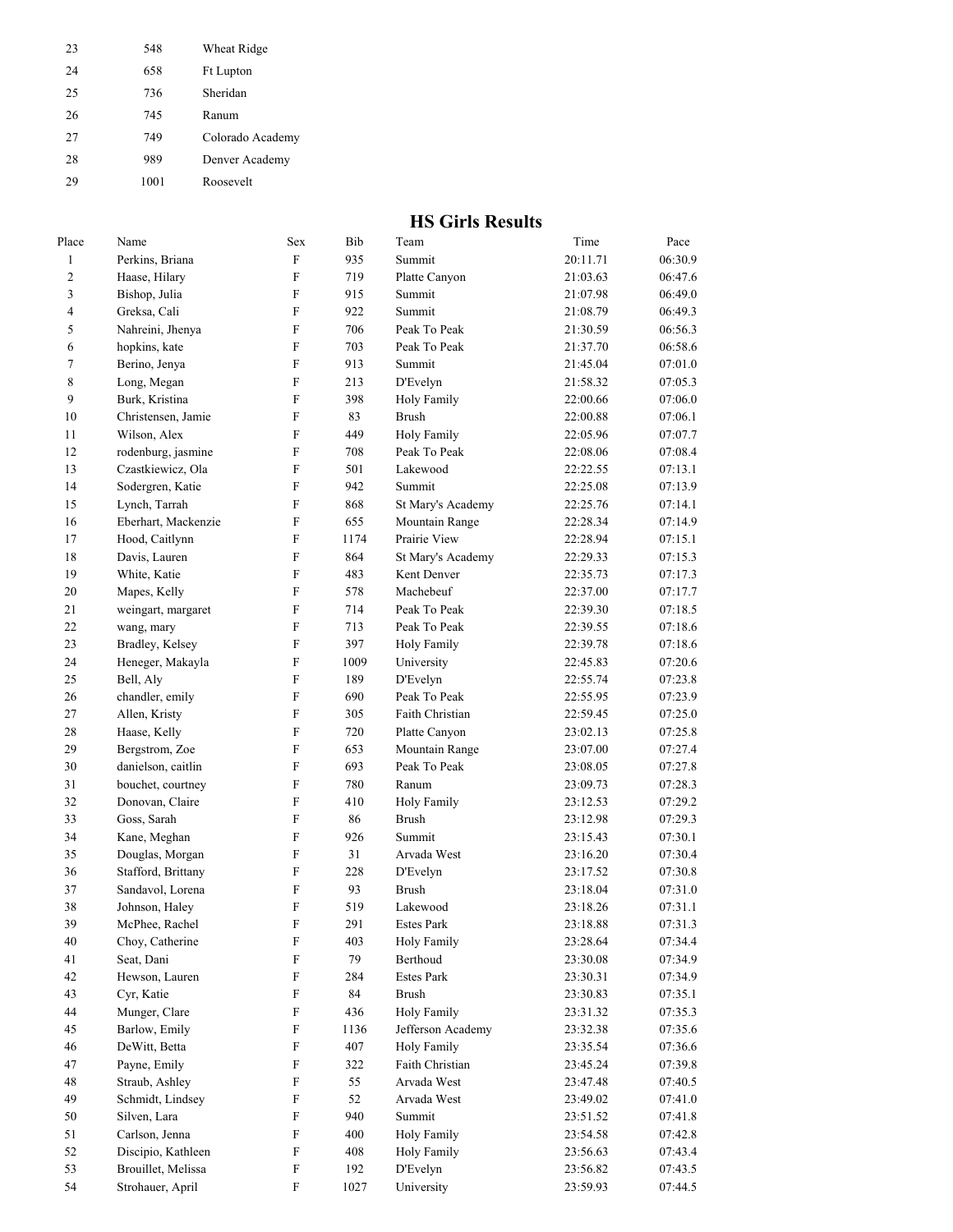| | | |
|---|---|---|
| 23 | 548 | Wheat Ridge |
| 24 | 658 | Ft Lupton |
| 25 | 736 | Sheridan |
| 26 | 745 | Ranum |
| 27 | 749 | Colorado Academy |
| 28 | 989 | Denver Academy |
| 29 | 1001 | Roosevelt |

## HS Girls Results

| Place | Name | Sex | Bib | Team | Time | Pace |
|---|---|---|---|---|---|---|
| 1 | Perkins, Briana | F | 935 | Summit | 20:11.71 | 06:30.9 |
| 2 | Haase, Hilary | F | 719 | Platte Canyon | 21:03.63 | 06:47.6 |
| 3 | Bishop, Julia | F | 915 | Summit | 21:07.98 | 06:49.0 |
| 4 | Greksa, Cali | F | 922 | Summit | 21:08.79 | 06:49.3 |
| 5 | Nahreini, Jhenya | F | 706 | Peak To Peak | 21:30.59 | 06:56.3 |
| 6 | hopkins, kate | F | 703 | Peak To Peak | 21:37.70 | 06:58.6 |
| 7 | Berino, Jenya | F | 913 | Summit | 21:45.04 | 07:01.0 |
| 8 | Long, Megan | F | 213 | D'Evelyn | 21:58.32 | 07:05.3 |
| 9 | Burk, Kristina | F | 398 | Holy Family | 22:00.66 | 07:06.0 |
| 10 | Christensen, Jamie | F | 83 | Brush | 22:00.88 | 07:06.1 |
| 11 | Wilson, Alex | F | 449 | Holy Family | 22:05.96 | 07:07.7 |
| 12 | rodenburg, jasmine | F | 708 | Peak To Peak | 22:08.06 | 07:08.4 |
| 13 | Czastkiewicz, Ola | F | 501 | Lakewood | 22:22.55 | 07:13.1 |
| 14 | Sodergren, Katie | F | 942 | Summit | 22:25.08 | 07:13.9 |
| 15 | Lynch, Tarrah | F | 868 | St Mary's Academy | 22:25.76 | 07:14.1 |
| 16 | Eberhart, Mackenzie | F | 655 | Mountain Range | 22:28.34 | 07:14.9 |
| 17 | Hood, Caitlynn | F | 1174 | Prairie View | 22:28.94 | 07:15.1 |
| 18 | Davis, Lauren | F | 864 | St Mary's Academy | 22:29.33 | 07:15.3 |
| 19 | White, Katie | F | 483 | Kent Denver | 22:35.73 | 07:17.3 |
| 20 | Mapes, Kelly | F | 578 | Machebeuf | 22:37.00 | 07:17.7 |
| 21 | weingart, margaret | F | 714 | Peak To Peak | 22:39.30 | 07:18.5 |
| 22 | wang, mary | F | 713 | Peak To Peak | 22:39.55 | 07:18.6 |
| 23 | Bradley, Kelsey | F | 397 | Holy Family | 22:39.78 | 07:18.6 |
| 24 | Heneger, Makayla | F | 1009 | University | 22:45.83 | 07:20.6 |
| 25 | Bell, Aly | F | 189 | D'Evelyn | 22:55.74 | 07:23.8 |
| 26 | chandler, emily | F | 690 | Peak To Peak | 22:55.95 | 07:23.9 |
| 27 | Allen, Kristy | F | 305 | Faith Christian | 22:59.45 | 07:25.0 |
| 28 | Haase, Kelly | F | 720 | Platte Canyon | 23:02.13 | 07:25.8 |
| 29 | Bergstrom, Zoe | F | 653 | Mountain Range | 23:07.00 | 07:27.4 |
| 30 | danielson, caitlin | F | 693 | Peak To Peak | 23:08.05 | 07:27.8 |
| 31 | bouchet, courtney | F | 780 | Ranum | 23:09.73 | 07:28.3 |
| 32 | Donovan, Claire | F | 410 | Holy Family | 23:12.53 | 07:29.2 |
| 33 | Goss, Sarah | F | 86 | Brush | 23:12.98 | 07:29.3 |
| 34 | Kane, Meghan | F | 926 | Summit | 23:15.43 | 07:30.1 |
| 35 | Douglas, Morgan | F | 31 | Arvada West | 23:16.20 | 07:30.4 |
| 36 | Stafford, Brittany | F | 228 | D'Evelyn | 23:17.52 | 07:30.8 |
| 37 | Sandavol, Lorena | F | 93 | Brush | 23:18.04 | 07:31.0 |
| 38 | Johnson, Haley | F | 519 | Lakewood | 23:18.26 | 07:31.1 |
| 39 | McPhee, Rachel | F | 291 | Estes Park | 23:18.88 | 07:31.3 |
| 40 | Choy, Catherine | F | 403 | Holy Family | 23:28.64 | 07:34.4 |
| 41 | Seat, Dani | F | 79 | Berthoud | 23:30.08 | 07:34.9 |
| 42 | Hewson, Lauren | F | 284 | Estes Park | 23:30.31 | 07:34.9 |
| 43 | Cyr, Katie | F | 84 | Brush | 23:30.83 | 07:35.1 |
| 44 | Munger, Clare | F | 436 | Holy Family | 23:31.32 | 07:35.3 |
| 45 | Barlow, Emily | F | 1136 | Jefferson Academy | 23:32.38 | 07:35.6 |
| 46 | DeWitt, Betta | F | 407 | Holy Family | 23:35.54 | 07:36.6 |
| 47 | Payne, Emily | F | 322 | Faith Christian | 23:45.24 | 07:39.8 |
| 48 | Straub, Ashley | F | 55 | Arvada West | 23:47.48 | 07:40.5 |
| 49 | Schmidt, Lindsey | F | 52 | Arvada West | 23:49.02 | 07:41.0 |
| 50 | Silven, Lara | F | 940 | Summit | 23:51.52 | 07:41.8 |
| 51 | Carlson, Jenna | F | 400 | Holy Family | 23:54.58 | 07:42.8 |
| 52 | Discipio, Kathleen | F | 408 | Holy Family | 23:56.63 | 07:43.4 |
| 53 | Brouillet, Melissa | F | 192 | D'Evelyn | 23:56.82 | 07:43.5 |
| 54 | Strohauer, April | F | 1027 | University | 23:59.93 | 07:44.5 |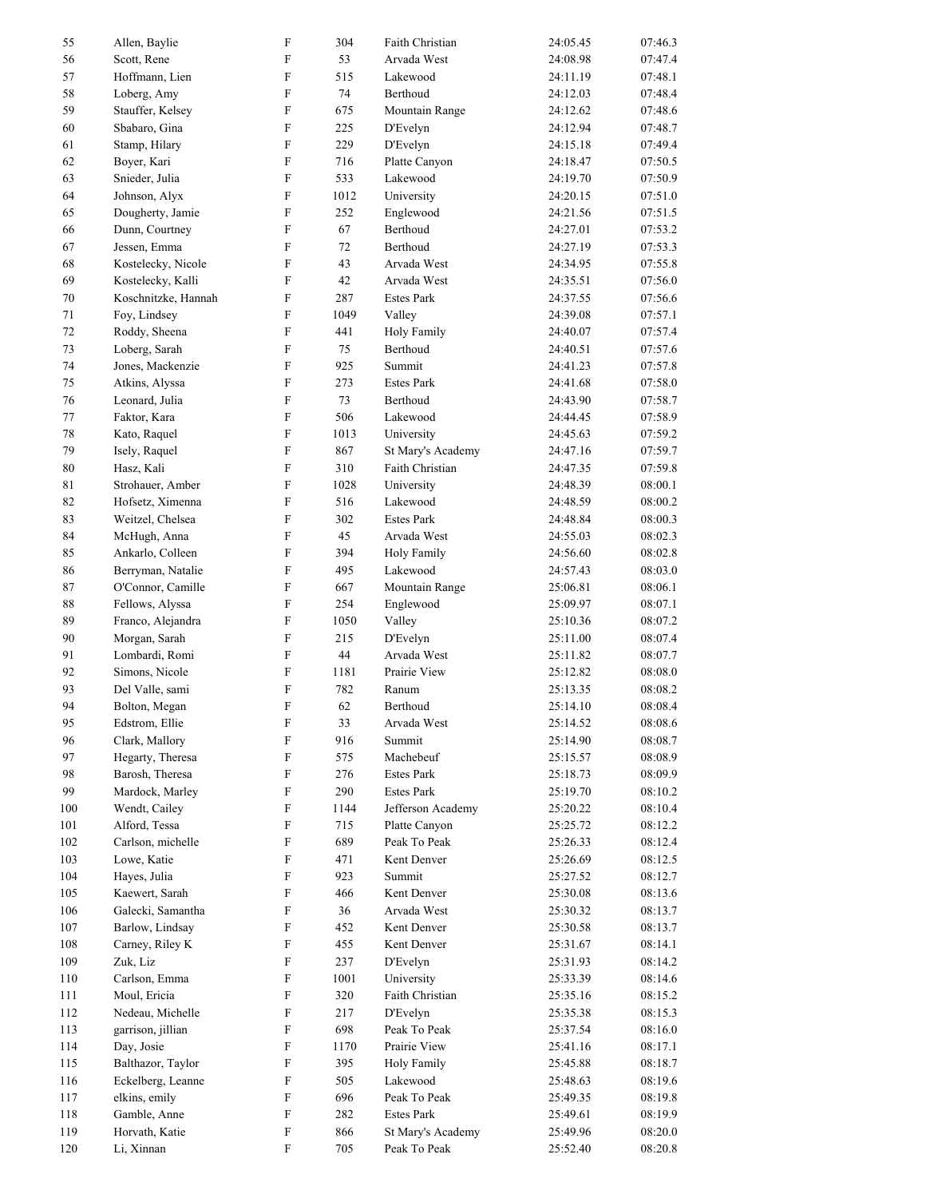| | | | | | | |
|---|---|---|---|---|---|---|
| 55 | Allen, Baylie | F | 304 | Faith Christian | 24:05.45 | 07:46.3 |
| 56 | Scott, Rene | F | 53 | Arvada West | 24:08.98 | 07:47.4 |
| 57 | Hoffmann, Lien | F | 515 | Lakewood | 24:11.19 | 07:48.1 |
| 58 | Loberg, Amy | F | 74 | Berthoud | 24:12.03 | 07:48.4 |
| 59 | Stauffer, Kelsey | F | 675 | Mountain Range | 24:12.62 | 07:48.6 |
| 60 | Sbabaro, Gina | F | 225 | D'Evelyn | 24:12.94 | 07:48.7 |
| 61 | Stamp, Hilary | F | 229 | D'Evelyn | 24:15.18 | 07:49.4 |
| 62 | Boyer, Kari | F | 716 | Platte Canyon | 24:18.47 | 07:50.5 |
| 63 | Snieder, Julia | F | 533 | Lakewood | 24:19.70 | 07:50.9 |
| 64 | Johnson, Alyx | F | 1012 | University | 24:20.15 | 07:51.0 |
| 65 | Dougherty, Jamie | F | 252 | Englewood | 24:21.56 | 07:51.5 |
| 66 | Dunn, Courtney | F | 67 | Berthoud | 24:27.01 | 07:53.2 |
| 67 | Jessen, Emma | F | 72 | Berthoud | 24:27.19 | 07:53.3 |
| 68 | Kostelecky, Nicole | F | 43 | Arvada West | 24:34.95 | 07:55.8 |
| 69 | Kostelecky, Kalli | F | 42 | Arvada West | 24:35.51 | 07:56.0 |
| 70 | Koschnitzke, Hannah | F | 287 | Estes Park | 24:37.55 | 07:56.6 |
| 71 | Foy, Lindsey | F | 1049 | Valley | 24:39.08 | 07:57.1 |
| 72 | Roddy, Sheena | F | 441 | Holy Family | 24:40.07 | 07:57.4 |
| 73 | Loberg, Sarah | F | 75 | Berthoud | 24:40.51 | 07:57.6 |
| 74 | Jones, Mackenzie | F | 925 | Summit | 24:41.23 | 07:57.8 |
| 75 | Atkins, Alyssa | F | 273 | Estes Park | 24:41.68 | 07:58.0 |
| 76 | Leonard, Julia | F | 73 | Berthoud | 24:43.90 | 07:58.7 |
| 77 | Faktor, Kara | F | 506 | Lakewood | 24:44.45 | 07:58.9 |
| 78 | Kato, Raquel | F | 1013 | University | 24:45.63 | 07:59.2 |
| 79 | Isely, Raquel | F | 867 | St Mary's Academy | 24:47.16 | 07:59.7 |
| 80 | Hasz, Kali | F | 310 | Faith Christian | 24:47.35 | 07:59.8 |
| 81 | Strohauer, Amber | F | 1028 | University | 24:48.39 | 08:00.1 |
| 82 | Hofsetz, Ximenna | F | 516 | Lakewood | 24:48.59 | 08:00.2 |
| 83 | Weitzel, Chelsea | F | 302 | Estes Park | 24:48.84 | 08:00.3 |
| 84 | McHugh, Anna | F | 45 | Arvada West | 24:55.03 | 08:02.3 |
| 85 | Ankarlo, Colleen | F | 394 | Holy Family | 24:56.60 | 08:02.8 |
| 86 | Berryman, Natalie | F | 495 | Lakewood | 24:57.43 | 08:03.0 |
| 87 | O'Connor, Camille | F | 667 | Mountain Range | 25:06.81 | 08:06.1 |
| 88 | Fellows, Alyssa | F | 254 | Englewood | 25:09.97 | 08:07.1 |
| 89 | Franco, Alejandra | F | 1050 | Valley | 25:10.36 | 08:07.2 |
| 90 | Morgan, Sarah | F | 215 | D'Evelyn | 25:11.00 | 08:07.4 |
| 91 | Lombardi, Romi | F | 44 | Arvada West | 25:11.82 | 08:07.7 |
| 92 | Simons, Nicole | F | 1181 | Prairie View | 25:12.82 | 08:08.0 |
| 93 | Del Valle, sami | F | 782 | Ranum | 25:13.35 | 08:08.2 |
| 94 | Bolton, Megan | F | 62 | Berthoud | 25:14.10 | 08:08.4 |
| 95 | Edstrom, Ellie | F | 33 | Arvada West | 25:14.52 | 08:08.6 |
| 96 | Clark, Mallory | F | 916 | Summit | 25:14.90 | 08:08.7 |
| 97 | Hegarty, Theresa | F | 575 | Machebeuf | 25:15.57 | 08:08.9 |
| 98 | Barosh, Theresa | F | 276 | Estes Park | 25:18.73 | 08:09.9 |
| 99 | Mardock, Marley | F | 290 | Estes Park | 25:19.70 | 08:10.2 |
| 100 | Wendt, Cailey | F | 1144 | Jefferson Academy | 25:20.22 | 08:10.4 |
| 101 | Alford, Tessa | F | 715 | Platte Canyon | 25:25.72 | 08:12.2 |
| 102 | Carlson, michelle | F | 689 | Peak To Peak | 25:26.33 | 08:12.4 |
| 103 | Lowe, Katie | F | 471 | Kent Denver | 25:26.69 | 08:12.5 |
| 104 | Hayes, Julia | F | 923 | Summit | 25:27.52 | 08:12.7 |
| 105 | Kaewert, Sarah | F | 466 | Kent Denver | 25:30.08 | 08:13.6 |
| 106 | Galecki, Samantha | F | 36 | Arvada West | 25:30.32 | 08:13.7 |
| 107 | Barlow, Lindsay | F | 452 | Kent Denver | 25:30.58 | 08:13.7 |
| 108 | Carney, Riley K | F | 455 | Kent Denver | 25:31.67 | 08:14.1 |
| 109 | Zuk, Liz | F | 237 | D'Evelyn | 25:31.93 | 08:14.2 |
| 110 | Carlson, Emma | F | 1001 | University | 25:33.39 | 08:14.6 |
| 111 | Moul, Ericia | F | 320 | Faith Christian | 25:35.16 | 08:15.2 |
| 112 | Nedeau, Michelle | F | 217 | D'Evelyn | 25:35.38 | 08:15.3 |
| 113 | garrison, jillian | F | 698 | Peak To Peak | 25:37.54 | 08:16.0 |
| 114 | Day, Josie | F | 1170 | Prairie View | 25:41.16 | 08:17.1 |
| 115 | Balthazor, Taylor | F | 395 | Holy Family | 25:45.88 | 08:18.7 |
| 116 | Eckelberg, Leanne | F | 505 | Lakewood | 25:48.63 | 08:19.6 |
| 117 | elkins, emily | F | 696 | Peak To Peak | 25:49.35 | 08:19.8 |
| 118 | Gamble, Anne | F | 282 | Estes Park | 25:49.61 | 08:19.9 |
| 119 | Horvath, Katie | F | 866 | St Mary's Academy | 25:49.96 | 08:20.0 |
| 120 | Li, Xinnan | F | 705 | Peak To Peak | 25:52.40 | 08:20.8 |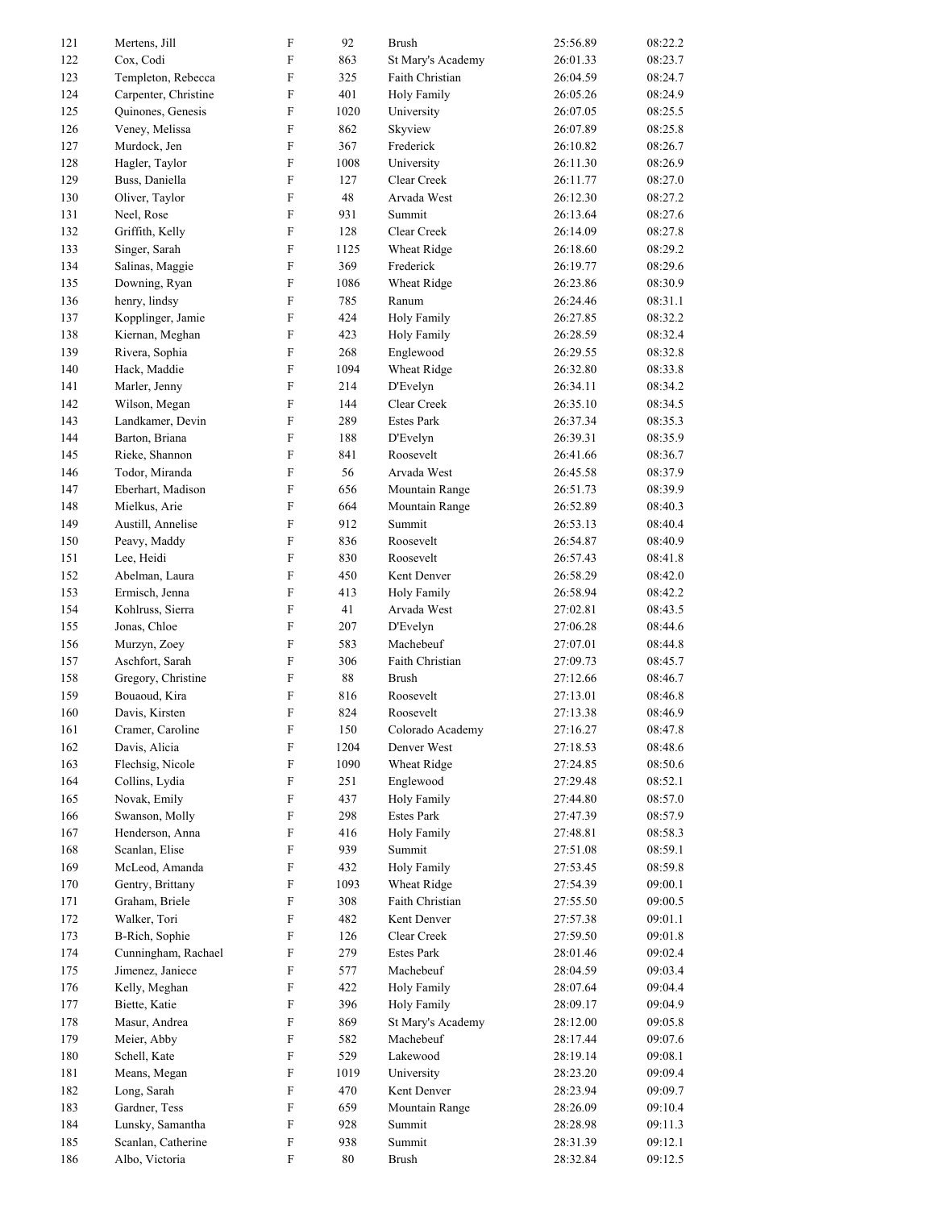| | | | | | | |
|---|---|---|---|---|---|---|
| 121 | Mertens, Jill | F | 92 | Brush | 25:56.89 | 08:22.2 |
| 122 | Cox, Codi | F | 863 | St Mary's Academy | 26:01.33 | 08:23.7 |
| 123 | Templeton, Rebecca | F | 325 | Faith Christian | 26:04.59 | 08:24.7 |
| 124 | Carpenter, Christine | F | 401 | Holy Family | 26:05.26 | 08:24.9 |
| 125 | Quinones, Genesis | F | 1020 | University | 26:07.05 | 08:25.5 |
| 126 | Veney, Melissa | F | 862 | Skyview | 26:07.89 | 08:25.8 |
| 127 | Murdock, Jen | F | 367 | Frederick | 26:10.82 | 08:26.7 |
| 128 | Hagler, Taylor | F | 1008 | University | 26:11.30 | 08:26.9 |
| 129 | Buss, Daniella | F | 127 | Clear Creek | 26:11.77 | 08:27.0 |
| 130 | Oliver, Taylor | F | 48 | Arvada West | 26:12.30 | 08:27.2 |
| 131 | Neel, Rose | F | 931 | Summit | 26:13.64 | 08:27.6 |
| 132 | Griffith, Kelly | F | 128 | Clear Creek | 26:14.09 | 08:27.8 |
| 133 | Singer, Sarah | F | 1125 | Wheat Ridge | 26:18.60 | 08:29.2 |
| 134 | Salinas, Maggie | F | 369 | Frederick | 26:19.77 | 08:29.6 |
| 135 | Downing, Ryan | F | 1086 | Wheat Ridge | 26:23.86 | 08:30.9 |
| 136 | henry, lindsy | F | 785 | Ranum | 26:24.46 | 08:31.1 |
| 137 | Kopplinger, Jamie | F | 424 | Holy Family | 26:27.85 | 08:32.2 |
| 138 | Kiernan, Meghan | F | 423 | Holy Family | 26:28.59 | 08:32.4 |
| 139 | Rivera, Sophia | F | 268 | Englewood | 26:29.55 | 08:32.8 |
| 140 | Hack, Maddie | F | 1094 | Wheat Ridge | 26:32.80 | 08:33.8 |
| 141 | Marler, Jenny | F | 214 | D'Evelyn | 26:34.11 | 08:34.2 |
| 142 | Wilson, Megan | F | 144 | Clear Creek | 26:35.10 | 08:34.5 |
| 143 | Landkamer, Devin | F | 289 | Estes Park | 26:37.34 | 08:35.3 |
| 144 | Barton, Briana | F | 188 | D'Evelyn | 26:39.31 | 08:35.9 |
| 145 | Rieke, Shannon | F | 841 | Roosevelt | 26:41.66 | 08:36.7 |
| 146 | Todor, Miranda | F | 56 | Arvada West | 26:45.58 | 08:37.9 |
| 147 | Eberhart, Madison | F | 656 | Mountain Range | 26:51.73 | 08:39.9 |
| 148 | Mielkus, Arie | F | 664 | Mountain Range | 26:52.89 | 08:40.3 |
| 149 | Austill, Annelise | F | 912 | Summit | 26:53.13 | 08:40.4 |
| 150 | Peavy, Maddy | F | 836 | Roosevelt | 26:54.87 | 08:40.9 |
| 151 | Lee, Heidi | F | 830 | Roosevelt | 26:57.43 | 08:41.8 |
| 152 | Abelman, Laura | F | 450 | Kent Denver | 26:58.29 | 08:42.0 |
| 153 | Ermisch, Jenna | F | 413 | Holy Family | 26:58.94 | 08:42.2 |
| 154 | Kohlruss, Sierra | F | 41 | Arvada West | 27:02.81 | 08:43.5 |
| 155 | Jonas, Chloe | F | 207 | D'Evelyn | 27:06.28 | 08:44.6 |
| 156 | Murzyn, Zoey | F | 583 | Machebeuf | 27:07.01 | 08:44.8 |
| 157 | Aschfort, Sarah | F | 306 | Faith Christian | 27:09.73 | 08:45.7 |
| 158 | Gregory, Christine | F | 88 | Brush | 27:12.66 | 08:46.7 |
| 159 | Bouaoud, Kira | F | 816 | Roosevelt | 27:13.01 | 08:46.8 |
| 160 | Davis, Kirsten | F | 824 | Roosevelt | 27:13.38 | 08:46.9 |
| 161 | Cramer, Caroline | F | 150 | Colorado Academy | 27:16.27 | 08:47.8 |
| 162 | Davis, Alicia | F | 1204 | Denver West | 27:18.53 | 08:48.6 |
| 163 | Flechsig, Nicole | F | 1090 | Wheat Ridge | 27:24.85 | 08:50.6 |
| 164 | Collins, Lydia | F | 251 | Englewood | 27:29.48 | 08:52.1 |
| 165 | Novak, Emily | F | 437 | Holy Family | 27:44.80 | 08:57.0 |
| 166 | Swanson, Molly | F | 298 | Estes Park | 27:47.39 | 08:57.9 |
| 167 | Henderson, Anna | F | 416 | Holy Family | 27:48.81 | 08:58.3 |
| 168 | Scanlan, Elise | F | 939 | Summit | 27:51.08 | 08:59.1 |
| 169 | McLeod, Amanda | F | 432 | Holy Family | 27:53.45 | 08:59.8 |
| 170 | Gentry, Brittany | F | 1093 | Wheat Ridge | 27:54.39 | 09:00.1 |
| 171 | Graham, Briele | F | 308 | Faith Christian | 27:55.50 | 09:00.5 |
| 172 | Walker, Tori | F | 482 | Kent Denver | 27:57.38 | 09:01.1 |
| 173 | B-Rich, Sophie | F | 126 | Clear Creek | 27:59.50 | 09:01.8 |
| 174 | Cunningham, Rachael | F | 279 | Estes Park | 28:01.46 | 09:02.4 |
| 175 | Jimenez, Janiece | F | 577 | Machebeuf | 28:04.59 | 09:03.4 |
| 176 | Kelly, Meghan | F | 422 | Holy Family | 28:07.64 | 09:04.4 |
| 177 | Biette, Katie | F | 396 | Holy Family | 28:09.17 | 09:04.9 |
| 178 | Masur, Andrea | F | 869 | St Mary's Academy | 28:12.00 | 09:05.8 |
| 179 | Meier, Abby | F | 582 | Machebeuf | 28:17.44 | 09:07.6 |
| 180 | Schell, Kate | F | 529 | Lakewood | 28:19.14 | 09:08.1 |
| 181 | Means, Megan | F | 1019 | University | 28:23.20 | 09:09.4 |
| 182 | Long, Sarah | F | 470 | Kent Denver | 28:23.94 | 09:09.7 |
| 183 | Gardner, Tess | F | 659 | Mountain Range | 28:26.09 | 09:10.4 |
| 184 | Lunsky, Samantha | F | 928 | Summit | 28:28.98 | 09:11.3 |
| 185 | Scanlan, Catherine | F | 938 | Summit | 28:31.39 | 09:12.1 |
| 186 | Albo, Victoria | F | 80 | Brush | 28:32.84 | 09:12.5 |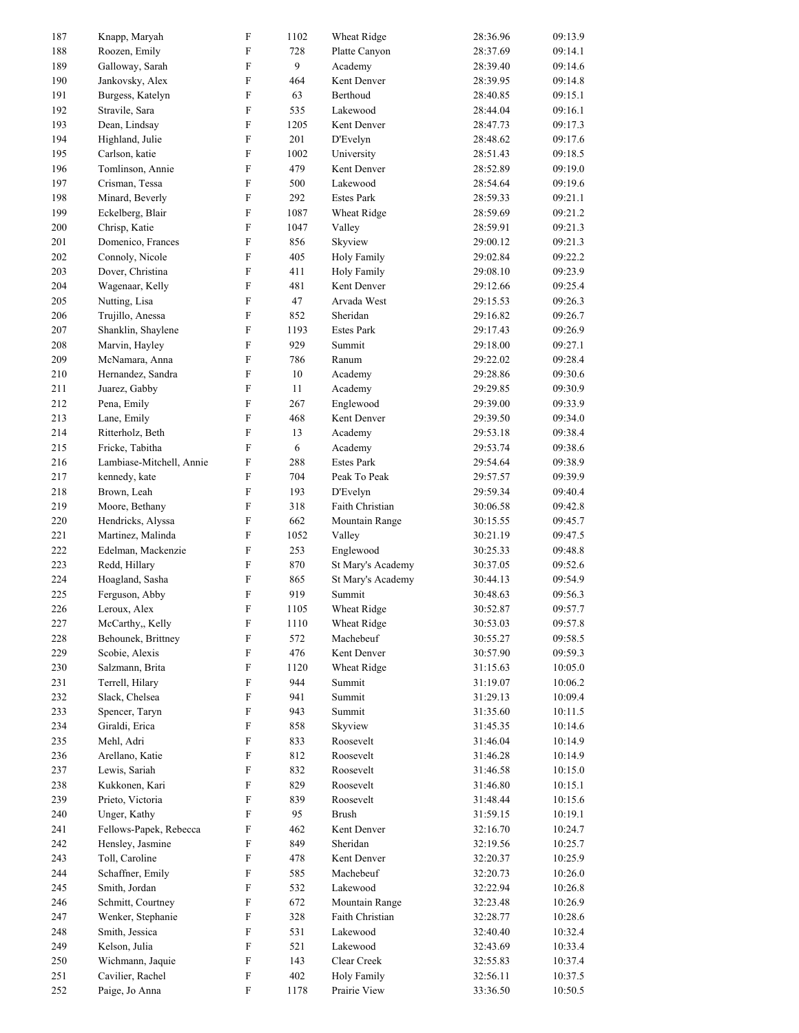| 187 | Knapp, Maryah | F | 1102 | Wheat Ridge | 28:36.96 | 09:13.9 |
|---|---|---|---|---|---|---|
| 188 | Roozen, Emily | F | 728 | Platte Canyon | 28:37.69 | 09:14.1 |
| 189 | Galloway, Sarah | F | 9 | Academy | 28:39.40 | 09:14.6 |
| 190 | Jankovsky, Alex | F | 464 | Kent Denver | 28:39.95 | 09:14.8 |
| 191 | Burgess, Katelyn | F | 63 | Berthoud | 28:40.85 | 09:15.1 |
| 192 | Stravile, Sara | F | 535 | Lakewood | 28:44.04 | 09:16.1 |
| 193 | Dean, Lindsay | F | 1205 | Kent Denver | 28:47.73 | 09:17.3 |
| 194 | Highland, Julie | F | 201 | D'Evelyn | 28:48.62 | 09:17.6 |
| 195 | Carlson, katie | F | 1002 | University | 28:51.43 | 09:18.5 |
| 196 | Tomlinson, Annie | F | 479 | Kent Denver | 28:52.89 | 09:19.0 |
| 197 | Crisman, Tessa | F | 500 | Lakewood | 28:54.64 | 09:19.6 |
| 198 | Minard, Beverly | F | 292 | Estes Park | 28:59.33 | 09:21.1 |
| 199 | Eckelberg, Blair | F | 1087 | Wheat Ridge | 28:59.69 | 09:21.2 |
| 200 | Chrisp, Katie | F | 1047 | Valley | 28:59.91 | 09:21.3 |
| 201 | Domenico, Frances | F | 856 | Skyview | 29:00.12 | 09:21.3 |
| 202 | Connoly, Nicole | F | 405 | Holy Family | 29:02.84 | 09:22.2 |
| 203 | Dover, Christina | F | 411 | Holy Family | 29:08.10 | 09:23.9 |
| 204 | Wagenaar, Kelly | F | 481 | Kent Denver | 29:12.66 | 09:25.4 |
| 205 | Nutting, Lisa | F | 47 | Arvada West | 29:15.53 | 09:26.3 |
| 206 | Trujillo, Anessa | F | 852 | Sheridan | 29:16.82 | 09:26.7 |
| 207 | Shanklin, Shaylene | F | 1193 | Estes Park | 29:17.43 | 09:26.9 |
| 208 | Marvin, Hayley | F | 929 | Summit | 29:18.00 | 09:27.1 |
| 209 | McNamara, Anna | F | 786 | Ranum | 29:22.02 | 09:28.4 |
| 210 | Hernandez, Sandra | F | 10 | Academy | 29:28.86 | 09:30.6 |
| 211 | Juarez, Gabby | F | 11 | Academy | 29:29.85 | 09:30.9 |
| 212 | Pena, Emily | F | 267 | Englewood | 29:39.00 | 09:33.9 |
| 213 | Lane, Emily | F | 468 | Kent Denver | 29:39.50 | 09:34.0 |
| 214 | Ritterholz, Beth | F | 13 | Academy | 29:53.18 | 09:38.4 |
| 215 | Fricke, Tabitha | F | 6 | Academy | 29:53.74 | 09:38.6 |
| 216 | Lambiase-Mitchell, Annie | F | 288 | Estes Park | 29:54.64 | 09:38.9 |
| 217 | kennedy, kate | F | 704 | Peak To Peak | 29:57.57 | 09:39.9 |
| 218 | Brown, Leah | F | 193 | D'Evelyn | 29:59.34 | 09:40.4 |
| 219 | Moore, Bethany | F | 318 | Faith Christian | 30:06.58 | 09:42.8 |
| 220 | Hendricks, Alyssa | F | 662 | Mountain Range | 30:15.55 | 09:45.7 |
| 221 | Martinez, Malinda | F | 1052 | Valley | 30:21.19 | 09:47.5 |
| 222 | Edelman, Mackenzie | F | 253 | Englewood | 30:25.33 | 09:48.8 |
| 223 | Redd, Hillary | F | 870 | St Mary's Academy | 30:37.05 | 09:52.6 |
| 224 | Hoagland, Sasha | F | 865 | St Mary's Academy | 30:44.13 | 09:54.9 |
| 225 | Ferguson, Abby | F | 919 | Summit | 30:48.63 | 09:56.3 |
| 226 | Leroux, Alex | F | 1105 | Wheat Ridge | 30:52.87 | 09:57.7 |
| 227 | McCarthy,, Kelly | F | 1110 | Wheat Ridge | 30:53.03 | 09:57.8 |
| 228 | Behounek, Brittney | F | 572 | Machebeuf | 30:55.27 | 09:58.5 |
| 229 | Scobie, Alexis | F | 476 | Kent Denver | 30:57.90 | 09:59.3 |
| 230 | Salzmann, Brita | F | 1120 | Wheat Ridge | 31:15.63 | 10:05.0 |
| 231 | Terrell, Hilary | F | 944 | Summit | 31:19.07 | 10:06.2 |
| 232 | Slack, Chelsea | F | 941 | Summit | 31:29.13 | 10:09.4 |
| 233 | Spencer, Taryn | F | 943 | Summit | 31:35.60 | 10:11.5 |
| 234 | Giraldi, Erica | F | 858 | Skyview | 31:45.35 | 10:14.6 |
| 235 | Mehl, Adri | F | 833 | Roosevelt | 31:46.04 | 10:14.9 |
| 236 | Arellano, Katie | F | 812 | Roosevelt | 31:46.28 | 10:14.9 |
| 237 | Lewis, Sariah | F | 832 | Roosevelt | 31:46.58 | 10:15.0 |
| 238 | Kukkonen, Kari | F | 829 | Roosevelt | 31:46.80 | 10:15.1 |
| 239 | Prieto, Victoria | F | 839 | Roosevelt | 31:48.44 | 10:15.6 |
| 240 | Unger, Kathy | F | 95 | Brush | 31:59.15 | 10:19.1 |
| 241 | Fellows-Papek, Rebecca | F | 462 | Kent Denver | 32:16.70 | 10:24.7 |
| 242 | Hensley, Jasmine | F | 849 | Sheridan | 32:19.56 | 10:25.7 |
| 243 | Toll, Caroline | F | 478 | Kent Denver | 32:20.37 | 10:25.9 |
| 244 | Schaffner, Emily | F | 585 | Machebeuf | 32:20.73 | 10:26.0 |
| 245 | Smith, Jordan | F | 532 | Lakewood | 32:22.94 | 10:26.8 |
| 246 | Schmitt, Courtney | F | 672 | Mountain Range | 32:23.48 | 10:26.9 |
| 247 | Wenker, Stephanie | F | 328 | Faith Christian | 32:28.77 | 10:28.6 |
| 248 | Smith, Jessica | F | 531 | Lakewood | 32:40.40 | 10:32.4 |
| 249 | Kelson, Julia | F | 521 | Lakewood | 32:43.69 | 10:33.4 |
| 250 | Wichmann, Jaquie | F | 143 | Clear Creek | 32:55.83 | 10:37.4 |
| 251 | Cavilier, Rachel | F | 402 | Holy Family | 32:56.11 | 10:37.5 |
| 252 | Paige, Jo Anna | F | 1178 | Prairie View | 33:36.50 | 10:50.5 |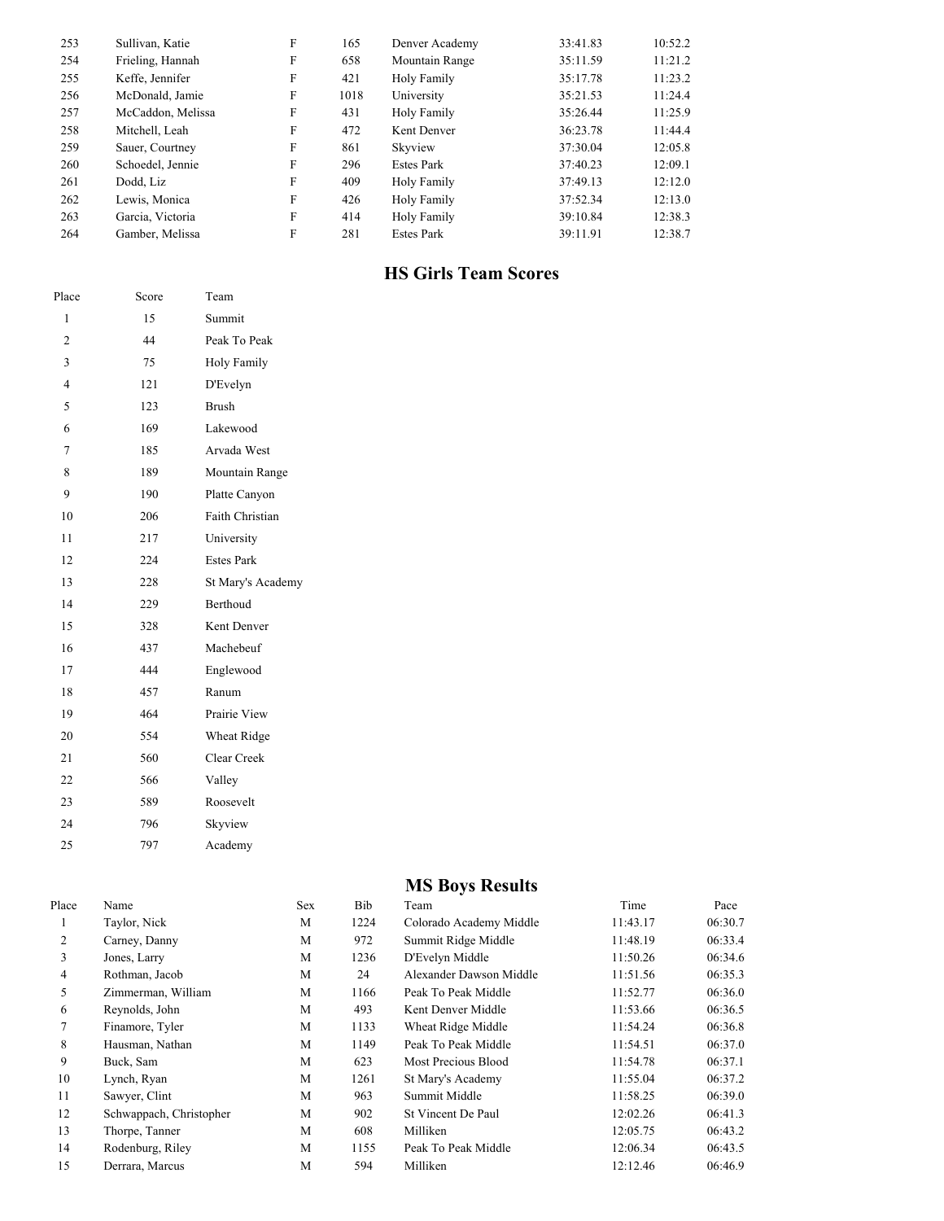| | | | | | | |
|---|---|---|---|---|---|---|
| 253 | Sullivan, Katie | F | 165 | Denver Academy | 33:41.83 | 10:52.2 |
| 254 | Frieling, Hannah | F | 658 | Mountain Range | 35:11.59 | 11:21.2 |
| 255 | Keffe, Jennifer | F | 421 | Holy Family | 35:17.78 | 11:23.2 |
| 256 | McDonald, Jamie | F | 1018 | University | 35:21.53 | 11:24.4 |
| 257 | McCaddon, Melissa | F | 431 | Holy Family | 35:26.44 | 11:25.9 |
| 258 | Mitchell, Leah | F | 472 | Kent Denver | 36:23.78 | 11:44.4 |
| 259 | Sauer, Courtney | F | 861 | Skyview | 37:30.04 | 12:05.8 |
| 260 | Schoedel, Jennie | F | 296 | Estes Park | 37:40.23 | 12:09.1 |
| 261 | Dodd, Liz | F | 409 | Holy Family | 37:49.13 | 12:12.0 |
| 262 | Lewis, Monica | F | 426 | Holy Family | 37:52.34 | 12:13.0 |
| 263 | Garcia, Victoria | F | 414 | Holy Family | 39:10.84 | 12:38.3 |
| 264 | Gamber, Melissa | F | 281 | Estes Park | 39:11.91 | 12:38.7 |

## HS Girls Team Scores

| Place | Score | Team |
|---|---|---|
| 1 | 15 | Summit |
| 2 | 44 | Peak To Peak |
| 3 | 75 | Holy Family |
| 4 | 121 | D'Evelyn |
| 5 | 123 | Brush |
| 6 | 169 | Lakewood |
| 7 | 185 | Arvada West |
| 8 | 189 | Mountain Range |
| 9 | 190 | Platte Canyon |
| 10 | 206 | Faith Christian |
| 11 | 217 | University |
| 12 | 224 | Estes Park |
| 13 | 228 | St Mary's Academy |
| 14 | 229 | Berthoud |
| 15 | 328 | Kent Denver |
| 16 | 437 | Machebeuf |
| 17 | 444 | Englewood |
| 18 | 457 | Ranum |
| 19 | 464 | Prairie View |
| 20 | 554 | Wheat Ridge |
| 21 | 560 | Clear Creek |
| 22 | 566 | Valley |
| 23 | 589 | Roosevelt |
| 24 | 796 | Skyview |
| 25 | 797 | Academy |

## MS Boys Results

| Place | Name | Sex | Bib | Team | Time | Pace |
|---|---|---|---|---|---|---|
| 1 | Taylor, Nick | M | 1224 | Colorado Academy Middle | 11:43.17 | 06:30.7 |
| 2 | Carney, Danny | M | 972 | Summit Ridge Middle | 11:48.19 | 06:33.4 |
| 3 | Jones, Larry | M | 1236 | D'Evelyn Middle | 11:50.26 | 06:34.6 |
| 4 | Rothman, Jacob | M | 24 | Alexander Dawson Middle | 11:51.56 | 06:35.3 |
| 5 | Zimmerman, William | M | 1166 | Peak To Peak Middle | 11:52.77 | 06:36.0 |
| 6 | Reynolds, John | M | 493 | Kent Denver Middle | 11:53.66 | 06:36.5 |
| 7 | Finamore, Tyler | M | 1133 | Wheat Ridge Middle | 11:54.24 | 06:36.8 |
| 8 | Hausman, Nathan | M | 1149 | Peak To Peak Middle | 11:54.51 | 06:37.0 |
| 9 | Buck, Sam | M | 623 | Most Precious Blood | 11:54.78 | 06:37.1 |
| 10 | Lynch, Ryan | M | 1261 | St Mary's Academy | 11:55.04 | 06:37.2 |
| 11 | Sawyer, Clint | M | 963 | Summit Middle | 11:58.25 | 06:39.0 |
| 12 | Schwappach, Christopher | M | 902 | St Vincent De Paul | 12:02.26 | 06:41.3 |
| 13 | Thorpe, Tanner | M | 608 | Milliken | 12:05.75 | 06:43.2 |
| 14 | Rodenburg, Riley | M | 1155 | Peak To Peak Middle | 12:06.34 | 06:43.5 |
| 15 | Derrara, Marcus | M | 594 | Milliken | 12:12.46 | 06:46.9 |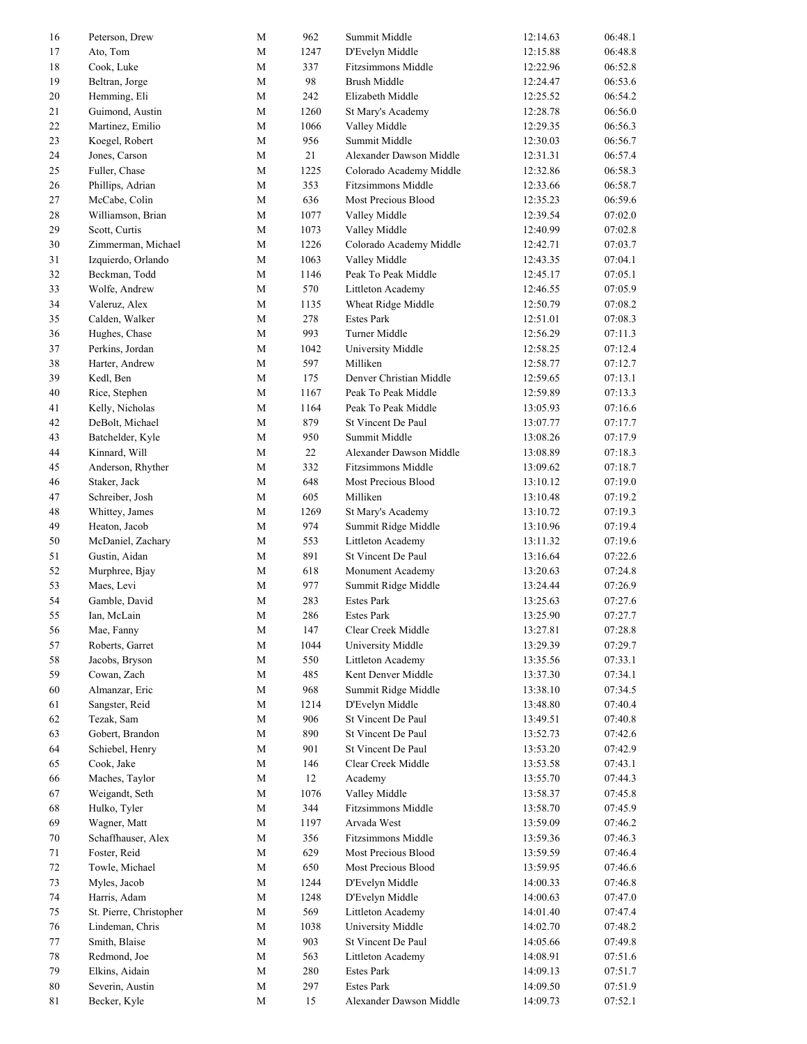| | | | | | | |
|---|---|---|---|---|---|---|
| 16 | Peterson, Drew | M | 962 | Summit Middle | 12:14.63 | 06:48.1 |
| 17 | Ato, Tom | M | 1247 | D'Evelyn Middle | 12:15.88 | 06:48.8 |
| 18 | Cook, Luke | M | 337 | Fitzsimmons Middle | 12:22.96 | 06:52.8 |
| 19 | Beltran, Jorge | M | 98 | Brush Middle | 12:24.47 | 06:53.6 |
| 20 | Hemming, Eli | M | 242 | Elizabeth Middle | 12:25.52 | 06:54.2 |
| 21 | Guimond, Austin | M | 1260 | St Mary's Academy | 12:28.78 | 06:56.0 |
| 22 | Martinez, Emilio | M | 1066 | Valley Middle | 12:29.35 | 06:56.3 |
| 23 | Koegel, Robert | M | 956 | Summit Middle | 12:30.03 | 06:56.7 |
| 24 | Jones, Carson | M | 21 | Alexander Dawson Middle | 12:31.31 | 06:57.4 |
| 25 | Fuller, Chase | M | 1225 | Colorado Academy Middle | 12:32.86 | 06:58.3 |
| 26 | Phillips, Adrian | M | 353 | Fitzsimmons Middle | 12:33.66 | 06:58.7 |
| 27 | McCabe, Colin | M | 636 | Most Precious Blood | 12:35.23 | 06:59.6 |
| 28 | Williamson, Brian | M | 1077 | Valley Middle | 12:39.54 | 07:02.0 |
| 29 | Scott, Curtis | M | 1073 | Valley Middle | 12:40.99 | 07:02.8 |
| 30 | Zimmerman, Michael | M | 1226 | Colorado Academy Middle | 12:42.71 | 07:03.7 |
| 31 | Izquierdo, Orlando | M | 1063 | Valley Middle | 12:43.35 | 07:04.1 |
| 32 | Beckman, Todd | M | 1146 | Peak To Peak Middle | 12:45.17 | 07:05.1 |
| 33 | Wolfe, Andrew | M | 570 | Littleton Academy | 12:46.55 | 07:05.9 |
| 34 | Valeruz, Alex | M | 1135 | Wheat Ridge Middle | 12:50.79 | 07:08.2 |
| 35 | Calden, Walker | M | 278 | Estes Park | 12:51.01 | 07:08.3 |
| 36 | Hughes, Chase | M | 993 | Turner Middle | 12:56.29 | 07:11.3 |
| 37 | Perkins, Jordan | M | 1042 | University Middle | 12:58.25 | 07:12.4 |
| 38 | Harter, Andrew | M | 597 | Milliken | 12:58.77 | 07:12.7 |
| 39 | Kedl, Ben | M | 175 | Denver Christian Middle | 12:59.65 | 07:13.1 |
| 40 | Rice, Stephen | M | 1167 | Peak To Peak Middle | 12:59.89 | 07:13.3 |
| 41 | Kelly, Nicholas | M | 1164 | Peak To Peak Middle | 13:05.93 | 07:16.6 |
| 42 | DeBolt, Michael | M | 879 | St Vincent De Paul | 13:07.77 | 07:17.7 |
| 43 | Batchelder, Kyle | M | 950 | Summit Middle | 13:08.26 | 07:17.9 |
| 44 | Kinnard, Will | M | 22 | Alexander Dawson Middle | 13:08.89 | 07:18.3 |
| 45 | Anderson, Rhyther | M | 332 | Fitzsimmons Middle | 13:09.62 | 07:18.7 |
| 46 | Staker, Jack | M | 648 | Most Precious Blood | 13:10.12 | 07:19.0 |
| 47 | Schreiber, Josh | M | 605 | Milliken | 13:10.48 | 07:19.2 |
| 48 | Whittey, James | M | 1269 | St Mary's Academy | 13:10.72 | 07:19.3 |
| 49 | Heaton, Jacob | M | 974 | Summit Ridge Middle | 13:10.96 | 07:19.4 |
| 50 | McDaniel, Zachary | M | 553 | Littleton Academy | 13:11.32 | 07:19.6 |
| 51 | Gustin, Aidan | M | 891 | St Vincent De Paul | 13:16.64 | 07:22.6 |
| 52 | Murphree, Bjay | M | 618 | Monument Academy | 13:20.63 | 07:24.8 |
| 53 | Maes, Levi | M | 977 | Summit Ridge Middle | 13:24.44 | 07:26.9 |
| 54 | Gamble, David | M | 283 | Estes Park | 13:25.63 | 07:27.6 |
| 55 | Ian, McLain | M | 286 | Estes Park | 13:25.90 | 07:27.7 |
| 56 | Mae, Fanny | M | 147 | Clear Creek Middle | 13:27.81 | 07:28.8 |
| 57 | Roberts, Garret | M | 1044 | University Middle | 13:29.39 | 07:29.7 |
| 58 | Jacobs, Bryson | M | 550 | Littleton Academy | 13:35.56 | 07:33.1 |
| 59 | Cowan, Zach | M | 485 | Kent Denver Middle | 13:37.30 | 07:34.1 |
| 60 | Almanzar, Eric | M | 968 | Summit Ridge Middle | 13:38.10 | 07:34.5 |
| 61 | Sangster, Reid | M | 1214 | D'Evelyn Middle | 13:48.80 | 07:40.4 |
| 62 | Tezak, Sam | M | 906 | St Vincent De Paul | 13:49.51 | 07:40.8 |
| 63 | Gobert, Brandon | M | 890 | St Vincent De Paul | 13:52.73 | 07:42.6 |
| 64 | Schiebel, Henry | M | 901 | St Vincent De Paul | 13:53.20 | 07:42.9 |
| 65 | Cook, Jake | M | 146 | Clear Creek Middle | 13:53.58 | 07:43.1 |
| 66 | Maches, Taylor | M | 12 | Academy | 13:55.70 | 07:44.3 |
| 67 | Weigandt, Seth | M | 1076 | Valley Middle | 13:58.37 | 07:45.8 |
| 68 | Hulko, Tyler | M | 344 | Fitzsimmons Middle | 13:58.70 | 07:45.9 |
| 69 | Wagner, Matt | M | 1197 | Arvada West | 13:59.09 | 07:46.2 |
| 70 | Schaffhauser, Alex | M | 356 | Fitzsimmons Middle | 13:59.36 | 07:46.3 |
| 71 | Foster, Reid | M | 629 | Most Precious Blood | 13:59.59 | 07:46.4 |
| 72 | Towle, Michael | M | 650 | Most Precious Blood | 13:59.95 | 07:46.6 |
| 73 | Myles, Jacob | M | 1244 | D'Evelyn Middle | 14:00.33 | 07:46.8 |
| 74 | Harris, Adam | M | 1248 | D'Evelyn Middle | 14:00.63 | 07:47.0 |
| 75 | St. Pierre, Christopher | M | 569 | Littleton Academy | 14:01.40 | 07:47.4 |
| 76 | Lindeman, Chris | M | 1038 | University Middle | 14:02.70 | 07:48.2 |
| 77 | Smith, Blaise | M | 903 | St Vincent De Paul | 14:05.66 | 07:49.8 |
| 78 | Redmond, Joe | M | 563 | Littleton Academy | 14:08.91 | 07:51.6 |
| 79 | Elkins, Aidain | M | 280 | Estes Park | 14:09.13 | 07:51.7 |
| 80 | Severin, Austin | M | 297 | Estes Park | 14:09.50 | 07:51.9 |
| 81 | Becker, Kyle | M | 15 | Alexander Dawson Middle | 14:09.73 | 07:52.1 |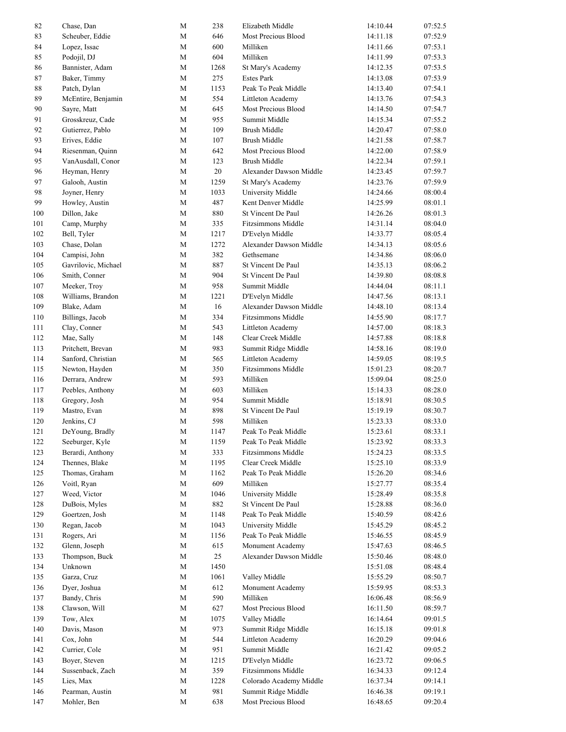| | | | | | | |
|---|---|---|---|---|---|---|
| 82 | Chase, Dan | M | 238 | Elizabeth Middle | 14:10.44 | 07:52.5 |
| 83 | Scheuber, Eddie | M | 646 | Most Precious Blood | 14:11.18 | 07:52.9 |
| 84 | Lopez, Issac | M | 600 | Milliken | 14:11.66 | 07:53.1 |
| 85 | Podojil, DJ | M | 604 | Milliken | 14:11.99 | 07:53.3 |
| 86 | Bannister, Adam | M | 1268 | St Mary's Academy | 14:12.35 | 07:53.5 |
| 87 | Baker, Timmy | M | 275 | Estes Park | 14:13.08 | 07:53.9 |
| 88 | Patch, Dylan | M | 1153 | Peak To Peak Middle | 14:13.40 | 07:54.1 |
| 89 | McEntire, Benjamin | M | 554 | Littleton Academy | 14:13.76 | 07:54.3 |
| 90 | Sayre, Matt | M | 645 | Most Precious Blood | 14:14.50 | 07:54.7 |
| 91 | Grosskreuz, Cade | M | 955 | Summit Middle | 14:15.34 | 07:55.2 |
| 92 | Gutierrez, Pablo | M | 109 | Brush Middle | 14:20.47 | 07:58.0 |
| 93 | Erives, Eddie | M | 107 | Brush Middle | 14:21.58 | 07:58.7 |
| 94 | Riesenman, Quinn | M | 642 | Most Precious Blood | 14:22.00 | 07:58.9 |
| 95 | VanAusdall, Conor | M | 123 | Brush Middle | 14:22.34 | 07:59.1 |
| 96 | Heyman, Henry | M | 20 | Alexander Dawson Middle | 14:23.45 | 07:59.7 |
| 97 | Galooh, Austin | M | 1259 | St Mary's Academy | 14:23.76 | 07:59.9 |
| 98 | Joyner, Henry | M | 1033 | University Middle | 14:24.66 | 08:00.4 |
| 99 | Howley, Austin | M | 487 | Kent Denver Middle | 14:25.99 | 08:01.1 |
| 100 | Dillon, Jake | M | 880 | St Vincent De Paul | 14:26.26 | 08:01.3 |
| 101 | Camp, Murphy | M | 335 | Fitzsimmons Middle | 14:31.14 | 08:04.0 |
| 102 | Bell, Tyler | M | 1217 | D'Evelyn Middle | 14:33.77 | 08:05.4 |
| 103 | Chase, Dolan | M | 1272 | Alexander Dawson Middle | 14:34.13 | 08:05.6 |
| 104 | Campisi, John | M | 382 | Gethsemane | 14:34.86 | 08:06.0 |
| 105 | Gavrilovic, Michael | M | 887 | St Vincent De Paul | 14:35.13 | 08:06.2 |
| 106 | Smith, Conner | M | 904 | St Vincent De Paul | 14:39.80 | 08:08.8 |
| 107 | Meeker, Troy | M | 958 | Summit Middle | 14:44.04 | 08:11.1 |
| 108 | Williams, Brandon | M | 1221 | D'Evelyn Middle | 14:47.56 | 08:13.1 |
| 109 | Blake, Adam | M | 16 | Alexander Dawson Middle | 14:48.10 | 08:13.4 |
| 110 | Billings, Jacob | M | 334 | Fitzsimmons Middle | 14:55.90 | 08:17.7 |
| 111 | Clay, Conner | M | 543 | Littleton Academy | 14:57.00 | 08:18.3 |
| 112 | Mae, Sally | M | 148 | Clear Creek Middle | 14:57.88 | 08:18.8 |
| 113 | Pritchett, Brevan | M | 983 | Summit Ridge Middle | 14:58.16 | 08:19.0 |
| 114 | Sanford, Christian | M | 565 | Littleton Academy | 14:59.05 | 08:19.5 |
| 115 | Newton, Hayden | M | 350 | Fitzsimmons Middle | 15:01.23 | 08:20.7 |
| 116 | Derrara, Andrew | M | 593 | Milliken | 15:09.04 | 08:25.0 |
| 117 | Peebles, Anthony | M | 603 | Milliken | 15:14.33 | 08:28.0 |
| 118 | Gregory, Josh | M | 954 | Summit Middle | 15:18.91 | 08:30.5 |
| 119 | Mastro, Evan | M | 898 | St Vincent De Paul | 15:19.19 | 08:30.7 |
| 120 | Jenkins, CJ | M | 598 | Milliken | 15:23.33 | 08:33.0 |
| 121 | DeYoung, Bradly | M | 1147 | Peak To Peak Middle | 15:23.61 | 08:33.1 |
| 122 | Seeburger, Kyle | M | 1159 | Peak To Peak Middle | 15:23.92 | 08:33.3 |
| 123 | Berardi, Anthony | M | 333 | Fitzsimmons Middle | 15:24.23 | 08:33.5 |
| 124 | Thennes, Blake | M | 1195 | Clear Creek Middle | 15:25.10 | 08:33.9 |
| 125 | Thomas, Graham | M | 1162 | Peak To Peak Middle | 15:26.20 | 08:34.6 |
| 126 | Voitl, Ryan | M | 609 | Milliken | 15:27.77 | 08:35.4 |
| 127 | Weed, Victor | M | 1046 | University Middle | 15:28.49 | 08:35.8 |
| 128 | DuBois, Myles | M | 882 | St Vincent De Paul | 15:28.88 | 08:36.0 |
| 129 | Goertzen, Josh | M | 1148 | Peak To Peak Middle | 15:40.59 | 08:42.6 |
| 130 | Regan, Jacob | M | 1043 | University Middle | 15:45.29 | 08:45.2 |
| 131 | Rogers, Ari | M | 1156 | Peak To Peak Middle | 15:46.55 | 08:45.9 |
| 132 | Glenn, Joseph | M | 615 | Monument Academy | 15:47.63 | 08:46.5 |
| 133 | Thompson, Buck | M | 25 | Alexander Dawson Middle | 15:50.46 | 08:48.0 |
| 134 | Unknown | M | 1450 | | 15:51.08 | 08:48.4 |
| 135 | Garza, Cruz | M | 1061 | Valley Middle | 15:55.29 | 08:50.7 |
| 136 | Dyer, Joshua | M | 612 | Monument Academy | 15:59.95 | 08:53.3 |
| 137 | Bandy, Chris | M | 590 | Milliken | 16:06.48 | 08:56.9 |
| 138 | Clawson, Will | M | 627 | Most Precious Blood | 16:11.50 | 08:59.7 |
| 139 | Tow, Alex | M | 1075 | Valley Middle | 16:14.64 | 09:01.5 |
| 140 | Davis, Mason | M | 973 | Summit Ridge Middle | 16:15.18 | 09:01.8 |
| 141 | Cox, John | M | 544 | Littleton Academy | 16:20.29 | 09:04.6 |
| 142 | Currier, Cole | M | 951 | Summit Middle | 16:21.42 | 09:05.2 |
| 143 | Boyer, Steven | M | 1215 | D'Evelyn Middle | 16:23.72 | 09:06.5 |
| 144 | Sussenback, Zach | M | 359 | Fitzsimmons Middle | 16:34.33 | 09:12.4 |
| 145 | Lies, Max | M | 1228 | Colorado Academy Middle | 16:37.34 | 09:14.1 |
| 146 | Pearman, Austin | M | 981 | Summit Ridge Middle | 16:46.38 | 09:19.1 |
| 147 | Mohler, Ben | M | 638 | Most Precious Blood | 16:48.65 | 09:20.4 |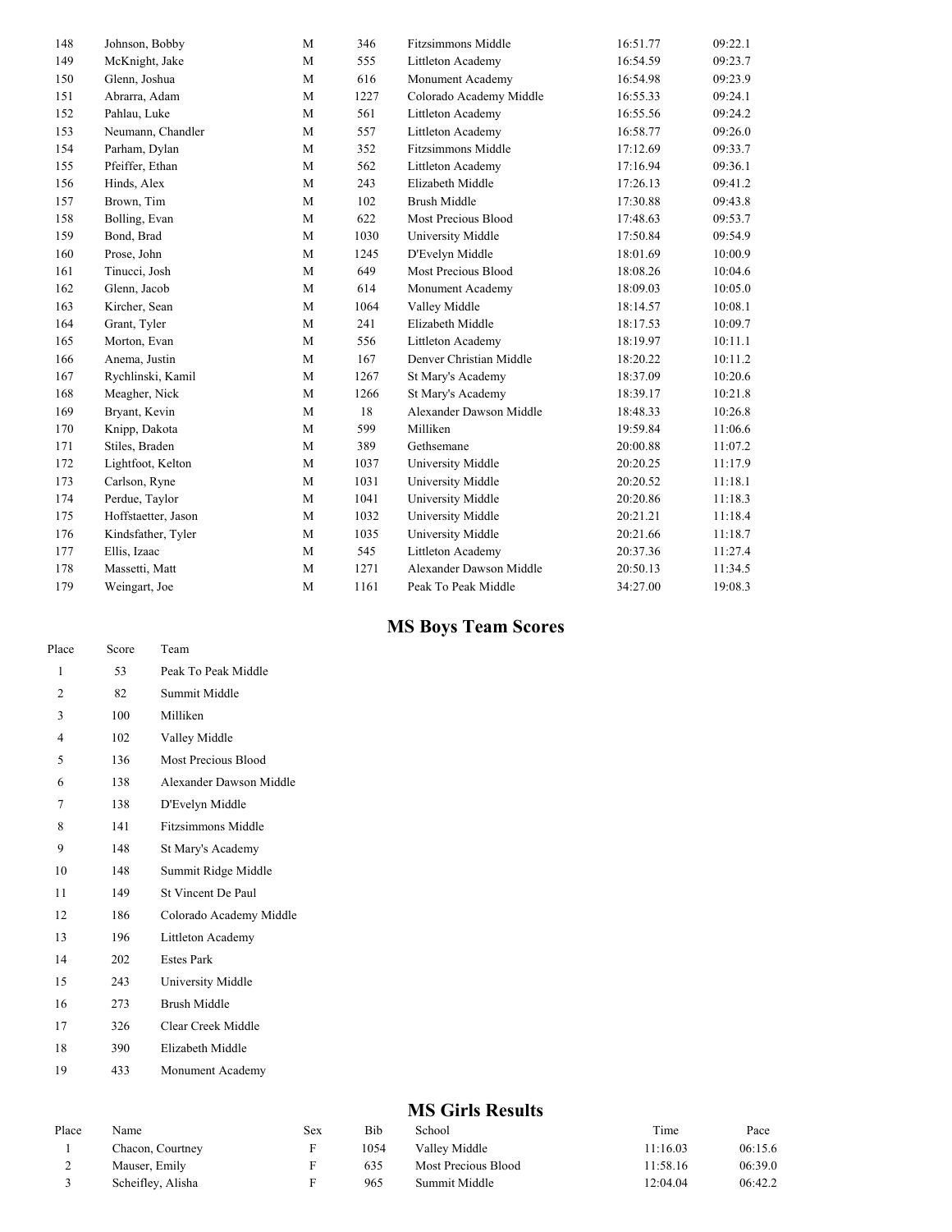| | | | | | | |
|---|---|---|---|---|---|---|
| 148 | Johnson, Bobby | M | 346 | Fitzsimmons Middle | 16:51.77 | 09:22.1 |
| 149 | McKnight, Jake | M | 555 | Littleton Academy | 16:54.59 | 09:23.7 |
| 150 | Glenn, Joshua | M | 616 | Monument Academy | 16:54.98 | 09:23.9 |
| 151 | Abrarra, Adam | M | 1227 | Colorado Academy Middle | 16:55.33 | 09:24.1 |
| 152 | Pahlau, Luke | M | 561 | Littleton Academy | 16:55.56 | 09:24.2 |
| 153 | Neumann, Chandler | M | 557 | Littleton Academy | 16:58.77 | 09:26.0 |
| 154 | Parham, Dylan | M | 352 | Fitzsimmons Middle | 17:12.69 | 09:33.7 |
| 155 | Pfeiffer, Ethan | M | 562 | Littleton Academy | 17:16.94 | 09:36.1 |
| 156 | Hinds, Alex | M | 243 | Elizabeth Middle | 17:26.13 | 09:41.2 |
| 157 | Brown, Tim | M | 102 | Brush Middle | 17:30.88 | 09:43.8 |
| 158 | Bolling, Evan | M | 622 | Most Precious Blood | 17:48.63 | 09:53.7 |
| 159 | Bond, Brad | M | 1030 | University Middle | 17:50.84 | 09:54.9 |
| 160 | Prose, John | M | 1245 | D'Evelyn Middle | 18:01.69 | 10:00.9 |
| 161 | Tinucci, Josh | M | 649 | Most Precious Blood | 18:08.26 | 10:04.6 |
| 162 | Glenn, Jacob | M | 614 | Monument Academy | 18:09.03 | 10:05.0 |
| 163 | Kircher, Sean | M | 1064 | Valley Middle | 18:14.57 | 10:08.1 |
| 164 | Grant, Tyler | M | 241 | Elizabeth Middle | 18:17.53 | 10:09.7 |
| 165 | Morton, Evan | M | 556 | Littleton Academy | 18:19.97 | 10:11.1 |
| 166 | Anema, Justin | M | 167 | Denver Christian Middle | 18:20.22 | 10:11.2 |
| 167 | Rychlinski, Kamil | M | 1267 | St Mary's Academy | 18:37.09 | 10:20.6 |
| 168 | Meagher, Nick | M | 1266 | St Mary's Academy | 18:39.17 | 10:21.8 |
| 169 | Bryant, Kevin | M | 18 | Alexander Dawson Middle | 18:48.33 | 10:26.8 |
| 170 | Knipp, Dakota | M | 599 | Milliken | 19:59.84 | 11:06.6 |
| 171 | Stiles, Braden | M | 389 | Gethsemane | 20:00.88 | 11:07.2 |
| 172 | Lightfoot, Kelton | M | 1037 | University Middle | 20:20.25 | 11:17.9 |
| 173 | Carlson, Ryne | M | 1031 | University Middle | 20:20.52 | 11:18.1 |
| 174 | Perdue, Taylor | M | 1041 | University Middle | 20:20.86 | 11:18.3 |
| 175 | Hoffstaetter, Jason | M | 1032 | University Middle | 20:21.21 | 11:18.4 |
| 176 | Kindsfather, Tyler | M | 1035 | University Middle | 20:21.66 | 11:18.7 |
| 177 | Ellis, Izaac | M | 545 | Littleton Academy | 20:37.36 | 11:27.4 |
| 178 | Massetti, Matt | M | 1271 | Alexander Dawson Middle | 20:50.13 | 11:34.5 |
| 179 | Weingart, Joe | M | 1161 | Peak To Peak Middle | 34:27.00 | 19:08.3 |

## MS Boys Team Scores

| Place | Score | Team |
|---|---|---|
| 1 | 53 | Peak To Peak Middle |
| 2 | 82 | Summit Middle |
| 3 | 100 | Milliken |
| 4 | 102 | Valley Middle |
| 5 | 136 | Most Precious Blood |
| 6 | 138 | Alexander Dawson Middle |
| 7 | 138 | D'Evelyn Middle |
| 8 | 141 | Fitzsimmons Middle |
| 9 | 148 | St Mary's Academy |
| 10 | 148 | Summit Ridge Middle |
| 11 | 149 | St Vincent De Paul |
| 12 | 186 | Colorado Academy Middle |
| 13 | 196 | Littleton Academy |
| 14 | 202 | Estes Park |
| 15 | 243 | University Middle |
| 16 | 273 | Brush Middle |
| 17 | 326 | Clear Creek Middle |
| 18 | 390 | Elizabeth Middle |
| 19 | 433 | Monument Academy |

## MS Girls Results

| Place | Name | Sex | Bib | School | Time | Pace |
|---|---|---|---|---|---|---|
| 1 | Chacon, Courtney | F | 1054 | Valley Middle | 11:16.03 | 06:15.6 |
| 2 | Mauser, Emily | F | 635 | Most Precious Blood | 11:58.16 | 06:39.0 |
| 3 | Scheifley, Alisha | F | 965 | Summit Middle | 12:04.04 | 06:42.2 |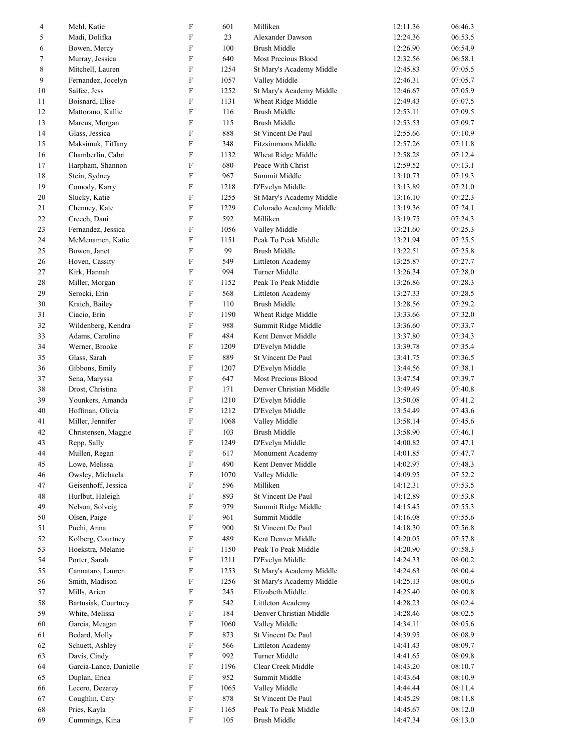| | | | | | | |
|---|---|---|---|---|---|---|
| 4 | Mehl, Katie | F | 601 | Milliken | 12:11.36 | 06:46.3 |
| 5 | Madi, Dolifka | F | 23 | Alexander Dawson | 12:24.36 | 06:53.5 |
| 6 | Bowen, Mercy | F | 100 | Brush Middle | 12:26.90 | 06:54.9 |
| 7 | Murray, Jessica | F | 640 | Most Precious Blood | 12:32.56 | 06:58.1 |
| 8 | Mitchell, Lauren | F | 1254 | St Mary's Academy Middle | 12:45.83 | 07:05.5 |
| 9 | Fernandez, Jocelyn | F | 1057 | Valley Middle | 12:46.31 | 07:05.7 |
| 10 | Saifee, Jess | F | 1252 | St Mary's Academy Middle | 12:46.67 | 07:05.9 |
| 11 | Boisnard, Elise | F | 1131 | Wheat Ridge Middle | 12:49.43 | 07:07.5 |
| 12 | Mattorano, Kallie | F | 116 | Brush Middle | 12:53.11 | 07:09.5 |
| 13 | Marcus, Morgan | F | 115 | Brush Middle | 12:53.53 | 07:09.7 |
| 14 | Glass, Jessica | F | 888 | St Vincent De Paul | 12:55.66 | 07:10.9 |
| 15 | Maksimuk, Tiffany | F | 348 | Fitzsimmons Middle | 12:57.26 | 07:11.8 |
| 16 | Chamberlin, Cabri | F | 1132 | Wheat Ridge Middle | 12:58.28 | 07:12.4 |
| 17 | Harpham, Shannon | F | 680 | Peace With Christ | 12:59.52 | 07:13.1 |
| 18 | Stein, Sydney | F | 967 | Summit Middle | 13:10.73 | 07:19.3 |
| 19 | Comody, Karry | F | 1218 | D'Evelyn Middle | 13:13.89 | 07:21.0 |
| 20 | Slucky, Katie | F | 1255 | St Mary's Academy Middle | 13:16.10 | 07:22.3 |
| 21 | Chenney, Kate | F | 1229 | Colorado Academy Middle | 13:19.36 | 07:24.1 |
| 22 | Creech, Dani | F | 592 | Milliken | 13:19.75 | 07:24.3 |
| 23 | Fernandez, Jessica | F | 1056 | Valley Middle | 13:21.60 | 07:25.3 |
| 24 | McMenamen, Katie | F | 1151 | Peak To Peak Middle | 13:21.94 | 07:25.5 |
| 25 | Bowen, Janet | F | 99 | Brush Middle | 13:22.51 | 07:25.8 |
| 26 | Hoven, Cassity | F | 549 | Littleton Academy | 13:25.87 | 07:27.7 |
| 27 | Kirk, Hannah | F | 994 | Turner Middle | 13:26.34 | 07:28.0 |
| 28 | Miller, Morgan | F | 1152 | Peak To Peak Middle | 13:26.86 | 07:28.3 |
| 29 | Serocki, Erin | F | 568 | Littleton Academy | 13:27.33 | 07:28.5 |
| 30 | Kraich, Bailey | F | 110 | Brush Middle | 13:28.56 | 07:29.2 |
| 31 | Ciacio, Erin | F | 1190 | Wheat Ridge Middle | 13:33.66 | 07:32.0 |
| 32 | Wildenberg, Kendra | F | 988 | Summit Ridge Middle | 13:36.60 | 07:33.7 |
| 33 | Adams, Caroline | F | 484 | Kent Denver Middle | 13:37.80 | 07:34.3 |
| 34 | Werner, Brooke | F | 1209 | D'Evelyn Middle | 13:39.78 | 07:35.4 |
| 35 | Glass, Sarah | F | 889 | St Vincent De Paul | 13:41.75 | 07:36.5 |
| 36 | Gibbons, Emily | F | 1207 | D'Evelyn Middle | 13:44.56 | 07:38.1 |
| 37 | Sena, Maryssa | F | 647 | Most Precious Blood | 13:47.54 | 07:39.7 |
| 38 | Drost, Christina | F | 171 | Denver Christian Middle | 13:49.49 | 07:40.8 |
| 39 | Younkers, Amanda | F | 1210 | D'Evelyn Middle | 13:50.08 | 07:41.2 |
| 40 | Hoffman, Olivia | F | 1212 | D'Evelyn Middle | 13:54.49 | 07:43.6 |
| 41 | Miller, Jennifer | F | 1068 | Valley Middle | 13:58.14 | 07:45.6 |
| 42 | Christensen, Maggie | F | 103 | Brush Middle | 13:58.90 | 07:46.1 |
| 43 | Repp, Sally | F | 1249 | D'Evelyn Middle | 14:00.82 | 07:47.1 |
| 44 | Mullen, Regan | F | 617 | Monument Academy | 14:01.85 | 07:47.7 |
| 45 | Lowe, Melissa | F | 490 | Kent Denver Middle | 14:02.97 | 07:48.3 |
| 46 | Owsley, Michaela | F | 1070 | Valley Middle | 14:09.95 | 07:52.2 |
| 47 | Geisenhoff, Jessica | F | 596 | Milliken | 14:12.31 | 07:53.5 |
| 48 | Hurlbut, Haleigh | F | 893 | St Vincent De Paul | 14:12.89 | 07:53.8 |
| 49 | Nelson, Solveig | F | 979 | Summit Ridge Middle | 14:15.45 | 07:55.3 |
| 50 | Olsen, Paige | F | 961 | Summit Middle | 14:16.08 | 07:55.6 |
| 51 | Puchi, Anna | F | 900 | St Vincent De Paul | 14:18.30 | 07:56.8 |
| 52 | Kolberg, Courtney | F | 489 | Kent Denver Middle | 14:20.05 | 07:57.8 |
| 53 | Hoekstra, Melanie | F | 1150 | Peak To Peak Middle | 14:20.90 | 07:58.3 |
| 54 | Porter, Sarah | F | 1211 | D'Evelyn Middle | 14:24.33 | 08:00.2 |
| 55 | Cannataro, Lauren | F | 1253 | St Mary's Academy Middle | 14:24.63 | 08:00.4 |
| 56 | Smith, Madison | F | 1256 | St Mary's Academy Middle | 14:25.13 | 08:00.6 |
| 57 | Mills, Arien | F | 245 | Elizabeth Middle | 14:25.40 | 08:00.8 |
| 58 | Bartusiak, Courtney | F | 542 | Littleton Academy | 14:28.23 | 08:02.4 |
| 59 | White, Melissa | F | 184 | Denver Christian Middle | 14:28.46 | 08:02.5 |
| 60 | Garcia, Meagan | F | 1060 | Valley Middle | 14:34.11 | 08:05.6 |
| 61 | Bedard, Molly | F | 873 | St Vincent De Paul | 14:39.95 | 08:08.9 |
| 62 | Schuett, Ashley | F | 566 | Littleton Academy | 14:41.43 | 08:09.7 |
| 63 | Davis, Cindy | F | 992 | Turner Middle | 14:41.65 | 08:09.8 |
| 64 | Garcia-Lance, Danielle | F | 1196 | Clear Creek Middle | 14:43.20 | 08:10.7 |
| 65 | Duplan, Erica | F | 952 | Summit Middle | 14:43.64 | 08:10.9 |
| 66 | Lecero, Dezarey | F | 1065 | Valley Middle | 14:44.44 | 08:11.4 |
| 67 | Coughlin, Caty | F | 878 | St Vincent De Paul | 14:45.29 | 08:11.8 |
| 68 | Pries, Kayla | F | 1165 | Peak To Peak Middle | 14:45.67 | 08:12.0 |
| 69 | Cummings, Kina | F | 105 | Brush Middle | 14:47.34 | 08:13.0 |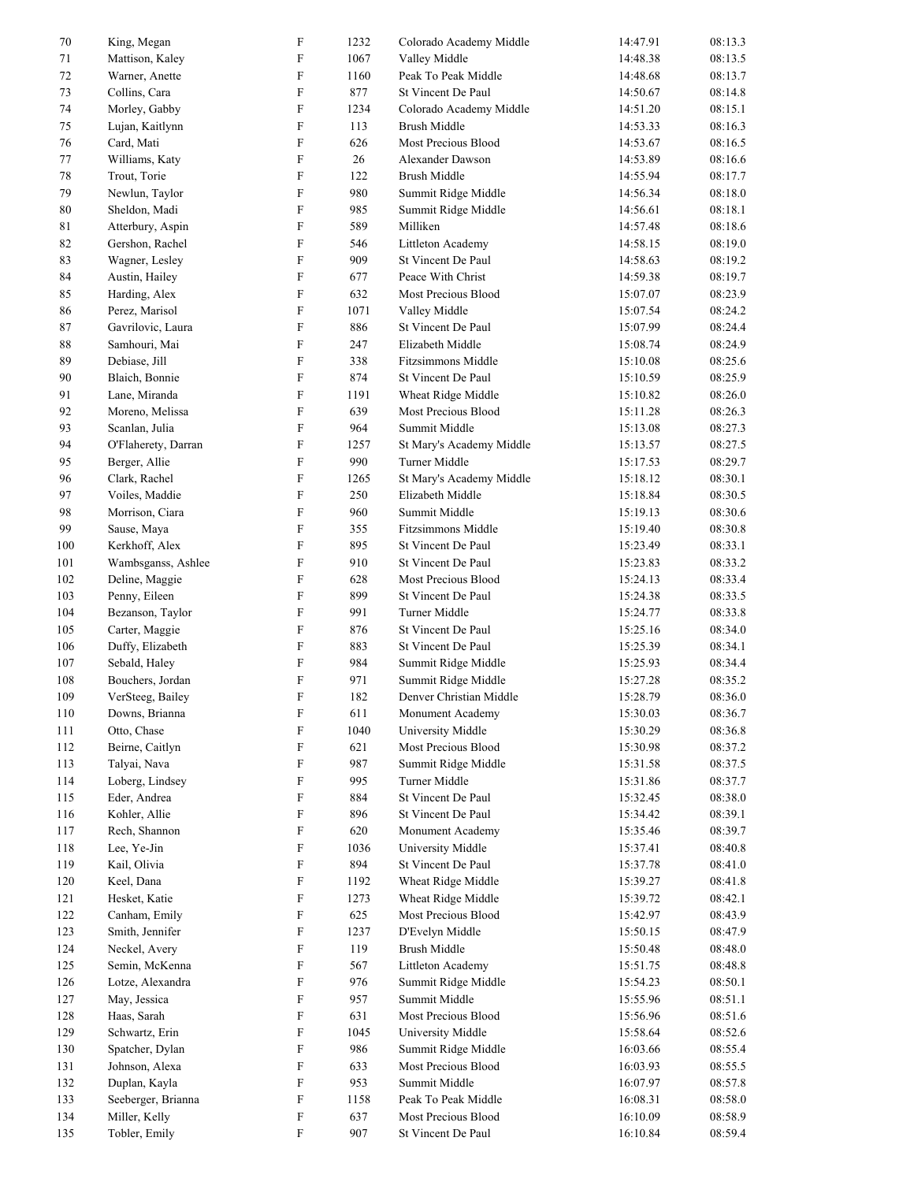| | | | | | | |
|---|---|---|---|---|---|---|
| 70 | King, Megan | F | 1232 | Colorado Academy Middle | 14:47.91 | 08:13.3 |
| 71 | Mattison, Kaley | F | 1067 | Valley Middle | 14:48.38 | 08:13.5 |
| 72 | Warner, Anette | F | 1160 | Peak To Peak Middle | 14:48.68 | 08:13.7 |
| 73 | Collins, Cara | F | 877 | St Vincent De Paul | 14:50.67 | 08:14.8 |
| 74 | Morley, Gabby | F | 1234 | Colorado Academy Middle | 14:51.20 | 08:15.1 |
| 75 | Lujan, Kaitlynn | F | 113 | Brush Middle | 14:53.33 | 08:16.3 |
| 76 | Card, Mati | F | 626 | Most Precious Blood | 14:53.67 | 08:16.5 |
| 77 | Williams, Katy | F | 26 | Alexander Dawson | 14:53.89 | 08:16.6 |
| 78 | Trout, Torie | F | 122 | Brush Middle | 14:55.94 | 08:17.7 |
| 79 | Newlun, Taylor | F | 980 | Summit Ridge Middle | 14:56.34 | 08:18.0 |
| 80 | Sheldon, Madi | F | 985 | Summit Ridge Middle | 14:56.61 | 08:18.1 |
| 81 | Atterbury, Aspin | F | 589 | Milliken | 14:57.48 | 08:18.6 |
| 82 | Gershon, Rachel | F | 546 | Littleton Academy | 14:58.15 | 08:19.0 |
| 83 | Wagner, Lesley | F | 909 | St Vincent De Paul | 14:58.63 | 08:19.2 |
| 84 | Austin, Hailey | F | 677 | Peace With Christ | 14:59.38 | 08:19.7 |
| 85 | Harding, Alex | F | 632 | Most Precious Blood | 15:07.07 | 08:23.9 |
| 86 | Perez, Marisol | F | 1071 | Valley Middle | 15:07.54 | 08:24.2 |
| 87 | Gavrilovic, Laura | F | 886 | St Vincent De Paul | 15:07.99 | 08:24.4 |
| 88 | Samhouri, Mai | F | 247 | Elizabeth Middle | 15:08.74 | 08:24.9 |
| 89 | Debiase, Jill | F | 338 | Fitzsimmons Middle | 15:10.08 | 08:25.6 |
| 90 | Blaich, Bonnie | F | 874 | St Vincent De Paul | 15:10.59 | 08:25.9 |
| 91 | Lane, Miranda | F | 1191 | Wheat Ridge Middle | 15:10.82 | 08:26.0 |
| 92 | Moreno, Melissa | F | 639 | Most Precious Blood | 15:11.28 | 08:26.3 |
| 93 | Scanlan, Julia | F | 964 | Summit Middle | 15:13.08 | 08:27.3 |
| 94 | O'Flaherety, Darran | F | 1257 | St Mary's Academy Middle | 15:13.57 | 08:27.5 |
| 95 | Berger, Allie | F | 990 | Turner Middle | 15:17.53 | 08:29.7 |
| 96 | Clark, Rachel | F | 1265 | St Mary's Academy Middle | 15:18.12 | 08:30.1 |
| 97 | Voiles, Maddie | F | 250 | Elizabeth Middle | 15:18.84 | 08:30.5 |
| 98 | Morrison, Ciara | F | 960 | Summit Middle | 15:19.13 | 08:30.6 |
| 99 | Sause, Maya | F | 355 | Fitzsimmons Middle | 15:19.40 | 08:30.8 |
| 100 | Kerkhoff, Alex | F | 895 | St Vincent De Paul | 15:23.49 | 08:33.1 |
| 101 | Wambsganss, Ashlee | F | 910 | St Vincent De Paul | 15:23.83 | 08:33.2 |
| 102 | Deline, Maggie | F | 628 | Most Precious Blood | 15:24.13 | 08:33.4 |
| 103 | Penny, Eileen | F | 899 | St Vincent De Paul | 15:24.38 | 08:33.5 |
| 104 | Bezanson, Taylor | F | 991 | Turner Middle | 15:24.77 | 08:33.8 |
| 105 | Carter, Maggie | F | 876 | St Vincent De Paul | 15:25.16 | 08:34.0 |
| 106 | Duffy, Elizabeth | F | 883 | St Vincent De Paul | 15:25.39 | 08:34.1 |
| 107 | Sebald, Haley | F | 984 | Summit Ridge Middle | 15:25.93 | 08:34.4 |
| 108 | Bouchers, Jordan | F | 971 | Summit Ridge Middle | 15:27.28 | 08:35.2 |
| 109 | VerSteeg, Bailey | F | 182 | Denver Christian Middle | 15:28.79 | 08:36.0 |
| 110 | Downs, Brianna | F | 611 | Monument Academy | 15:30.03 | 08:36.7 |
| 111 | Otto, Chase | F | 1040 | University Middle | 15:30.29 | 08:36.8 |
| 112 | Beirne, Caitlyn | F | 621 | Most Precious Blood | 15:30.98 | 08:37.2 |
| 113 | Talyai, Nava | F | 987 | Summit Ridge Middle | 15:31.58 | 08:37.5 |
| 114 | Loberg, Lindsey | F | 995 | Turner Middle | 15:31.86 | 08:37.7 |
| 115 | Eder, Andrea | F | 884 | St Vincent De Paul | 15:32.45 | 08:38.0 |
| 116 | Kohler, Allie | F | 896 | St Vincent De Paul | 15:34.42 | 08:39.1 |
| 117 | Rech, Shannon | F | 620 | Monument Academy | 15:35.46 | 08:39.7 |
| 118 | Lee, Ye-Jin | F | 1036 | University Middle | 15:37.41 | 08:40.8 |
| 119 | Kail, Olivia | F | 894 | St Vincent De Paul | 15:37.78 | 08:41.0 |
| 120 | Keel, Dana | F | 1192 | Wheat Ridge Middle | 15:39.27 | 08:41.8 |
| 121 | Hesket, Katie | F | 1273 | Wheat Ridge Middle | 15:39.72 | 08:42.1 |
| 122 | Canham, Emily | F | 625 | Most Precious Blood | 15:42.97 | 08:43.9 |
| 123 | Smith, Jennifer | F | 1237 | D'Evelyn Middle | 15:50.15 | 08:47.9 |
| 124 | Neckel, Avery | F | 119 | Brush Middle | 15:50.48 | 08:48.0 |
| 125 | Semin, McKenna | F | 567 | Littleton Academy | 15:51.75 | 08:48.8 |
| 126 | Lotze, Alexandra | F | 976 | Summit Ridge Middle | 15:54.23 | 08:50.1 |
| 127 | May, Jessica | F | 957 | Summit Middle | 15:55.96 | 08:51.1 |
| 128 | Haas, Sarah | F | 631 | Most Precious Blood | 15:56.96 | 08:51.6 |
| 129 | Schwartz, Erin | F | 1045 | University Middle | 15:58.64 | 08:52.6 |
| 130 | Spatcher, Dylan | F | 986 | Summit Ridge Middle | 16:03.66 | 08:55.4 |
| 131 | Johnson, Alexa | F | 633 | Most Precious Blood | 16:03.93 | 08:55.5 |
| 132 | Duplan, Kayla | F | 953 | Summit Middle | 16:07.97 | 08:57.8 |
| 133 | Seeberger, Brianna | F | 1158 | Peak To Peak Middle | 16:08.31 | 08:58.0 |
| 134 | Miller, Kelly | F | 637 | Most Precious Blood | 16:10.09 | 08:58.9 |
| 135 | Tobler, Emily | F | 907 | St Vincent De Paul | 16:10.84 | 08:59.4 |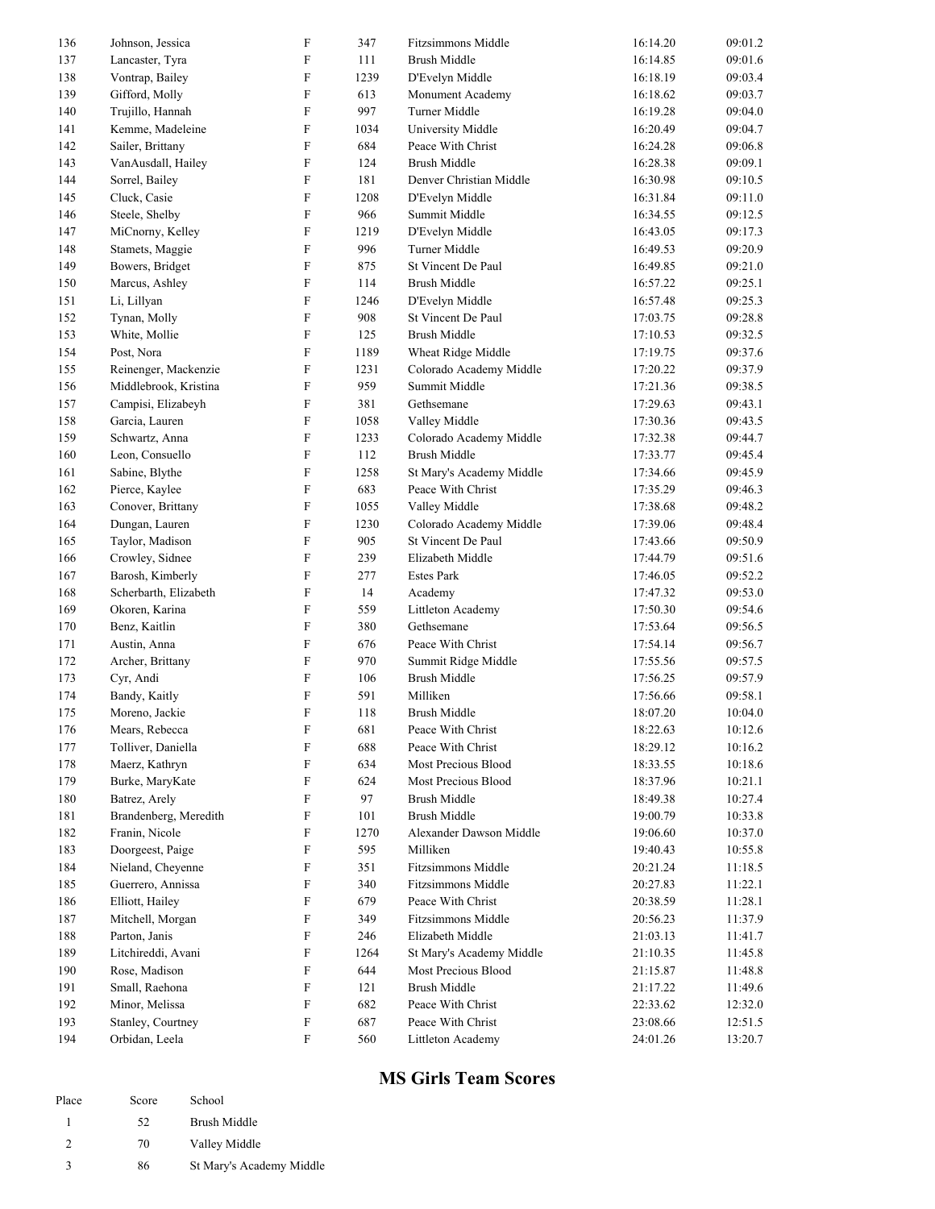| | | | | | | |
|---|---|---|---|---|---|---|
| 136 | Johnson, Jessica | F | 347 | Fitzsimmons Middle | 16:14.20 | 09:01.2 |
| 137 | Lancaster, Tyra | F | 111 | Brush Middle | 16:14.85 | 09:01.6 |
| 138 | Vontrap, Bailey | F | 1239 | D'Evelyn Middle | 16:18.19 | 09:03.4 |
| 139 | Gifford, Molly | F | 613 | Monument Academy | 16:18.62 | 09:03.7 |
| 140 | Trujillo, Hannah | F | 997 | Turner Middle | 16:19.28 | 09:04.0 |
| 141 | Kemme, Madeleine | F | 1034 | University Middle | 16:20.49 | 09:04.7 |
| 142 | Sailer, Brittany | F | 684 | Peace With Christ | 16:24.28 | 09:06.8 |
| 143 | VanAusdall, Hailey | F | 124 | Brush Middle | 16:28.38 | 09:09.1 |
| 144 | Sorrel, Bailey | F | 181 | Denver Christian Middle | 16:30.98 | 09:10.5 |
| 145 | Cluck, Casie | F | 1208 | D'Evelyn Middle | 16:31.84 | 09:11.0 |
| 146 | Steele, Shelby | F | 966 | Summit Middle | 16:34.55 | 09:12.5 |
| 147 | MiCnorny, Kelley | F | 1219 | D'Evelyn Middle | 16:43.05 | 09:17.3 |
| 148 | Stamets, Maggie | F | 996 | Turner Middle | 16:49.53 | 09:20.9 |
| 149 | Bowers, Bridget | F | 875 | St Vincent De Paul | 16:49.85 | 09:21.0 |
| 150 | Marcus, Ashley | F | 114 | Brush Middle | 16:57.22 | 09:25.1 |
| 151 | Li, Lillyan | F | 1246 | D'Evelyn Middle | 16:57.48 | 09:25.3 |
| 152 | Tynan, Molly | F | 908 | St Vincent De Paul | 17:03.75 | 09:28.8 |
| 153 | White, Mollie | F | 125 | Brush Middle | 17:10.53 | 09:32.5 |
| 154 | Post, Nora | F | 1189 | Wheat Ridge Middle | 17:19.75 | 09:37.6 |
| 155 | Reinenger, Mackenzie | F | 1231 | Colorado Academy Middle | 17:20.22 | 09:37.9 |
| 156 | Middlebrook, Kristina | F | 959 | Summit Middle | 17:21.36 | 09:38.5 |
| 157 | Campisi, Elizabeyh | F | 381 | Gethsemane | 17:29.63 | 09:43.1 |
| 158 | Garcia, Lauren | F | 1058 | Valley Middle | 17:30.36 | 09:43.5 |
| 159 | Schwartz, Anna | F | 1233 | Colorado Academy Middle | 17:32.38 | 09:44.7 |
| 160 | Leon, Consuello | F | 112 | Brush Middle | 17:33.77 | 09:45.4 |
| 161 | Sabine, Blythe | F | 1258 | St Mary's Academy Middle | 17:34.66 | 09:45.9 |
| 162 | Pierce, Kaylee | F | 683 | Peace With Christ | 17:35.29 | 09:46.3 |
| 163 | Conover, Brittany | F | 1055 | Valley Middle | 17:38.68 | 09:48.2 |
| 164 | Dungan, Lauren | F | 1230 | Colorado Academy Middle | 17:39.06 | 09:48.4 |
| 165 | Taylor, Madison | F | 905 | St Vincent De Paul | 17:43.66 | 09:50.9 |
| 166 | Crowley, Sidnee | F | 239 | Elizabeth Middle | 17:44.79 | 09:51.6 |
| 167 | Barosh, Kimberly | F | 277 | Estes Park | 17:46.05 | 09:52.2 |
| 168 | Scherbarth, Elizabeth | F | 14 | Academy | 17:47.32 | 09:53.0 |
| 169 | Okoren, Karina | F | 559 | Littleton Academy | 17:50.30 | 09:54.6 |
| 170 | Benz, Kaitlin | F | 380 | Gethsemane | 17:53.64 | 09:56.5 |
| 171 | Austin, Anna | F | 676 | Peace With Christ | 17:54.14 | 09:56.7 |
| 172 | Archer, Brittany | F | 970 | Summit Ridge Middle | 17:55.56 | 09:57.5 |
| 173 | Cyr, Andi | F | 106 | Brush Middle | 17:56.25 | 09:57.9 |
| 174 | Bandy, Kaitly | F | 591 | Milliken | 17:56.66 | 09:58.1 |
| 175 | Moreno, Jackie | F | 118 | Brush Middle | 18:07.20 | 10:04.0 |
| 176 | Mears, Rebecca | F | 681 | Peace With Christ | 18:22.63 | 10:12.6 |
| 177 | Tolliver, Daniella | F | 688 | Peace With Christ | 18:29.12 | 10:16.2 |
| 178 | Maerz, Kathryn | F | 634 | Most Precious Blood | 18:33.55 | 10:18.6 |
| 179 | Burke, MaryKate | F | 624 | Most Precious Blood | 18:37.96 | 10:21.1 |
| 180 | Batrez, Arely | F | 97 | Brush Middle | 18:49.38 | 10:27.4 |
| 181 | Brandenberg, Meredith | F | 101 | Brush Middle | 19:00.79 | 10:33.8 |
| 182 | Franin, Nicole | F | 1270 | Alexander Dawson Middle | 19:06.60 | 10:37.0 |
| 183 | Doorgeest, Paige | F | 595 | Milliken | 19:40.43 | 10:55.8 |
| 184 | Nieland, Cheyenne | F | 351 | Fitzsimmons Middle | 20:21.24 | 11:18.5 |
| 185 | Guerrero, Annissa | F | 340 | Fitzsimmons Middle | 20:27.83 | 11:22.1 |
| 186 | Elliott, Hailey | F | 679 | Peace With Christ | 20:38.59 | 11:28.1 |
| 187 | Mitchell, Morgan | F | 349 | Fitzsimmons Middle | 20:56.23 | 11:37.9 |
| 188 | Parton, Janis | F | 246 | Elizabeth Middle | 21:03.13 | 11:41.7 |
| 189 | Litchireddi, Avani | F | 1264 | St Mary's Academy Middle | 21:10.35 | 11:45.8 |
| 190 | Rose, Madison | F | 644 | Most Precious Blood | 21:15.87 | 11:48.8 |
| 191 | Small, Raehona | F | 121 | Brush Middle | 21:17.22 | 11:49.6 |
| 192 | Minor, Melissa | F | 682 | Peace With Christ | 22:33.62 | 12:32.0 |
| 193 | Stanley, Courtney | F | 687 | Peace With Christ | 23:08.66 | 12:51.5 |
| 194 | Orbidan, Leela | F | 560 | Littleton Academy | 24:01.26 | 13:20.7 |

## MS Girls Team Scores

| Place | Score | School |
|---|---|---|
| 1 | 52 | Brush Middle |
| 2 | 70 | Valley Middle |
| 3 | 86 | St Mary's Academy Middle |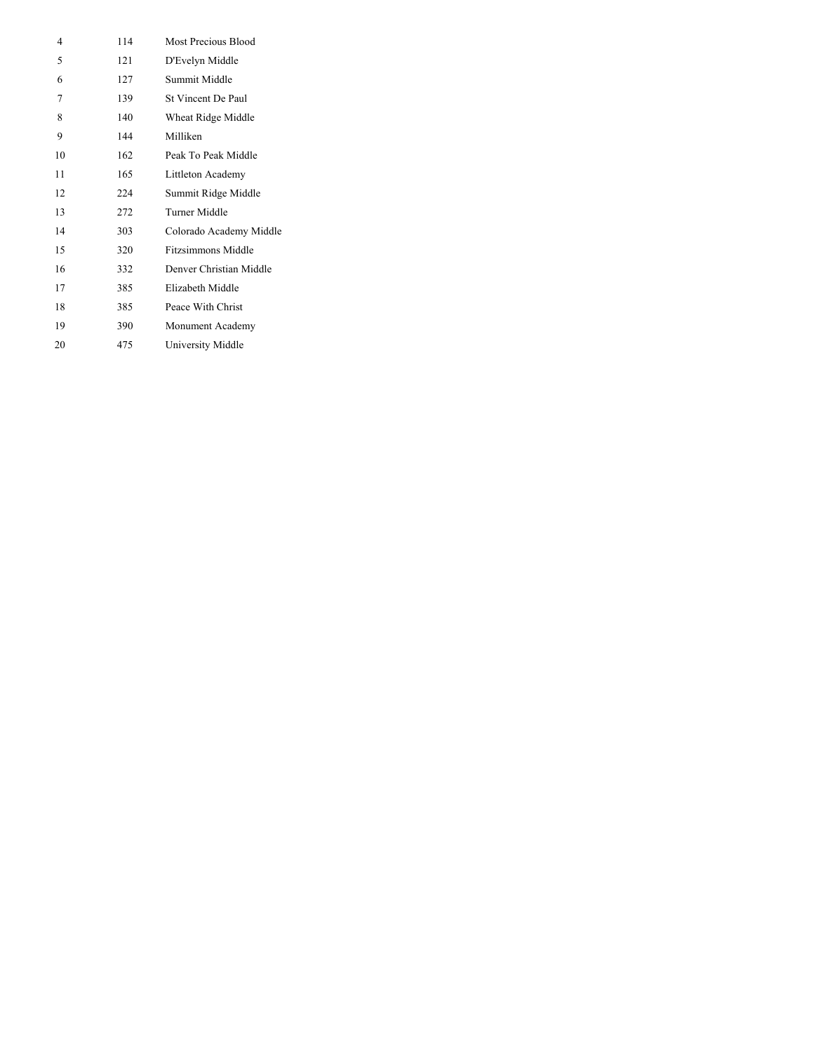| | | |
|---|---|---|
| 4 | 114 | Most Precious Blood |
| 5 | 121 | D'Evelyn Middle |
| 6 | 127 | Summit Middle |
| 7 | 139 | St Vincent De Paul |
| 8 | 140 | Wheat Ridge Middle |
| 9 | 144 | Milliken |
| 10 | 162 | Peak To Peak Middle |
| 11 | 165 | Littleton Academy |
| 12 | 224 | Summit Ridge Middle |
| 13 | 272 | Turner Middle |
| 14 | 303 | Colorado Academy Middle |
| 15 | 320 | Fitzsimmons Middle |
| 16 | 332 | Denver Christian Middle |
| 17 | 385 | Elizabeth Middle |
| 18 | 385 | Peace With Christ |
| 19 | 390 | Monument Academy |
| 20 | 475 | University Middle |